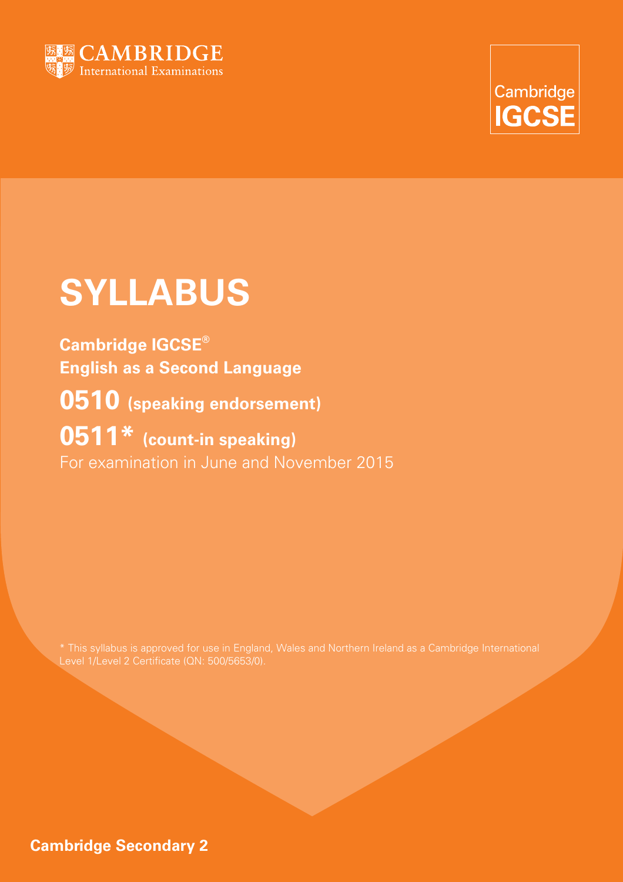CAMBRIDGE
International Examinations

Cambridge
IGCSE

# SYLLABUS

**Cambridge IGCSE®**
**English as a Second Language**

## 0510 (speaking endorsement)

## 0511* (count-in speaking)

For examination in June and November 2015

* This syllabus is approved for use in England, Wales and Northern Ireland as a Cambridge International Level 1/Level 2 Certificate (QN: 500/5653/0).

**Cambridge Secondary 2**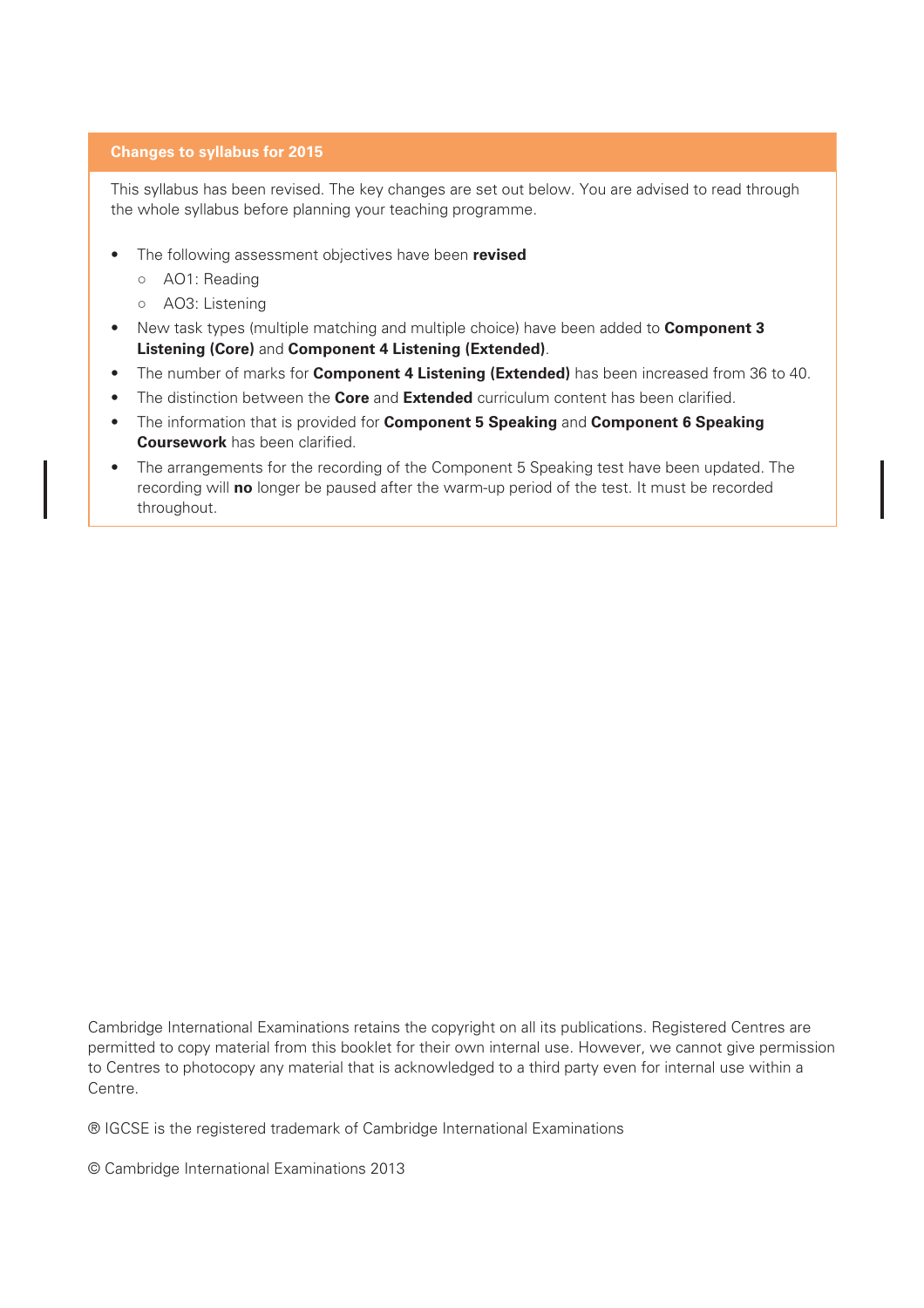## Changes to syllabus for 2015

This syllabus has been revised. The key changes are set out below. You are advised to read through the whole syllabus before planning your teaching programme.

- The following assessment objectives have been **revised**
  - AO1: Reading
  - AO3: Listening
- New task types (multiple matching and multiple choice) have been added to **Component 3 Listening (Core)** and **Component 4 Listening (Extended)**.
- The number of marks for **Component 4 Listening (Extended)** has been increased from 36 to 40.
- The distinction between the **Core** and **Extended** curriculum content has been clarified.
- The information that is provided for **Component 5 Speaking** and **Component 6 Speaking Coursework** has been clarified.
- The arrangements for the recording of the Component 5 Speaking test have been updated. The recording will **no** longer be paused after the warm-up period of the test. It must be recorded throughout.

Cambridge International Examinations retains the copyright on all its publications. Registered Centres are permitted to copy material from this booklet for their own internal use. However, we cannot give permission to Centres to photocopy any material that is acknowledged to a third party even for internal use within a Centre.

® IGCSE is the registered trademark of Cambridge International Examinations

© Cambridge International Examinations 2013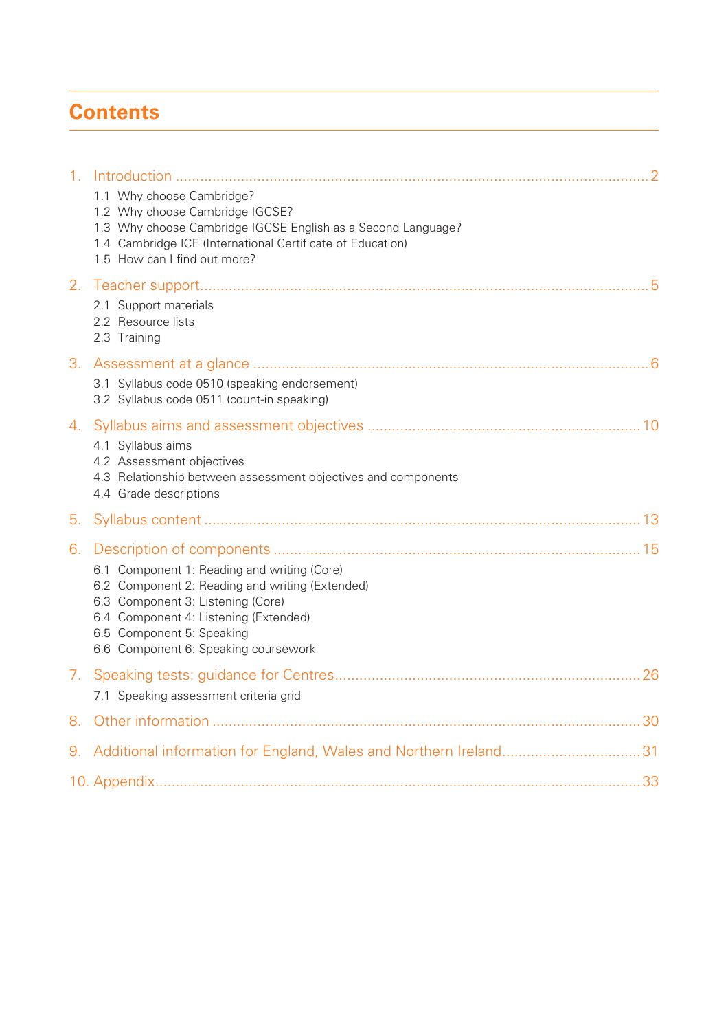# Contents

1. Introduction .......... 2
   - 1.1 Why choose Cambridge?
   - 1.2 Why choose Cambridge IGCSE?
   - 1.3 Why choose Cambridge IGCSE English as a Second Language?
   - 1.4 Cambridge ICE (International Certificate of Education)
   - 1.5 How can I find out more?

2. Teacher support .......... 5
   - 2.1 Support materials
   - 2.2 Resource lists
   - 2.3 Training

3. Assessment at a glance .......... 6
   - 3.1 Syllabus code 0510 (speaking endorsement)
   - 3.2 Syllabus code 0511 (count-in speaking)

4. Syllabus aims and assessment objectives .......... 10
   - 4.1 Syllabus aims
   - 4.2 Assessment objectives
   - 4.3 Relationship between assessment objectives and components
   - 4.4 Grade descriptions

5. Syllabus content .......... 13

6. Description of components .......... 15
   - 6.1 Component 1: Reading and writing (Core)
   - 6.2 Component 2: Reading and writing (Extended)
   - 6.3 Component 3: Listening (Core)
   - 6.4 Component 4: Listening (Extended)
   - 6.5 Component 5: Speaking
   - 6.6 Component 6: Speaking coursework

7. Speaking tests: guidance for Centres .......... 26
   - 7.1 Speaking assessment criteria grid

8. Other information .......... 30

9. Additional information for England, Wales and Northern Ireland .......... 31

10. Appendix .......... 33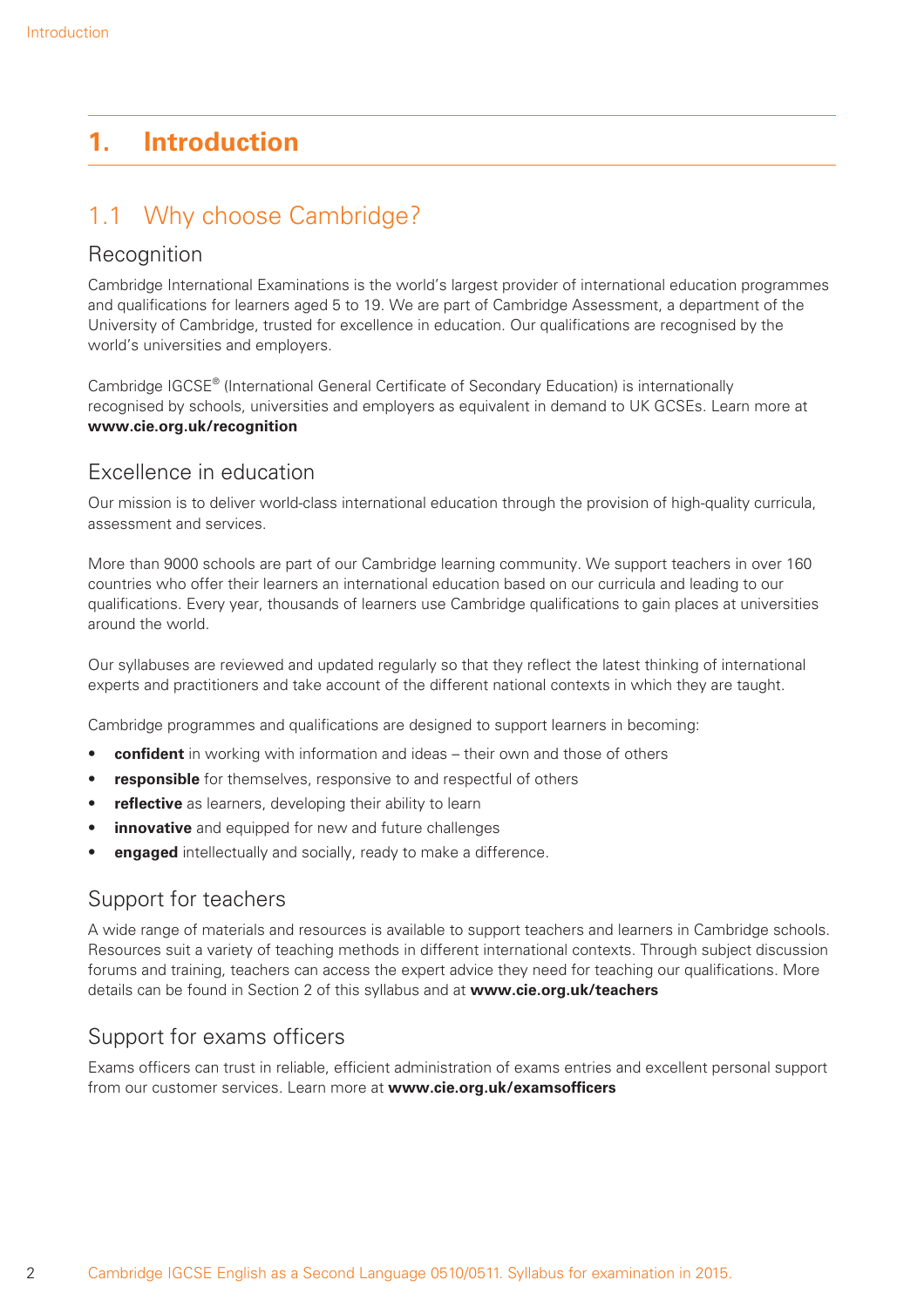# 1. Introduction

## 1.1 Why choose Cambridge?

### Recognition

Cambridge International Examinations is the world's largest provider of international education programmes and qualifications for learners aged 5 to 19. We are part of Cambridge Assessment, a department of the University of Cambridge, trusted for excellence in education. Our qualifications are recognised by the world's universities and employers.

Cambridge IGCSE® (International General Certificate of Secondary Education) is internationally recognised by schools, universities and employers as equivalent in demand to UK GCSEs. Learn more at **www.cie.org.uk/recognition**

### Excellence in education

Our mission is to deliver world-class international education through the provision of high-quality curricula, assessment and services.

More than 9000 schools are part of our Cambridge learning community. We support teachers in over 160 countries who offer their learners an international education based on our curricula and leading to our qualifications. Every year, thousands of learners use Cambridge qualifications to gain places at universities around the world.

Our syllabuses are reviewed and updated regularly so that they reflect the latest thinking of international experts and practitioners and take account of the different national contexts in which they are taught.

Cambridge programmes and qualifications are designed to support learners in becoming:

- **confident** in working with information and ideas – their own and those of others
- **responsible** for themselves, responsive to and respectful of others
- **reflective** as learners, developing their ability to learn
- **innovative** and equipped for new and future challenges
- **engaged** intellectually and socially, ready to make a difference.

### Support for teachers

A wide range of materials and resources is available to support teachers and learners in Cambridge schools. Resources suit a variety of teaching methods in different international contexts. Through subject discussion forums and training, teachers can access the expert advice they need for teaching our qualifications. More details can be found in Section 2 of this syllabus and at **www.cie.org.uk/teachers**

### Support for exams officers

Exams officers can trust in reliable, efficient administration of exams entries and excellent personal support from our customer services. Learn more at **www.cie.org.uk/examsofficers**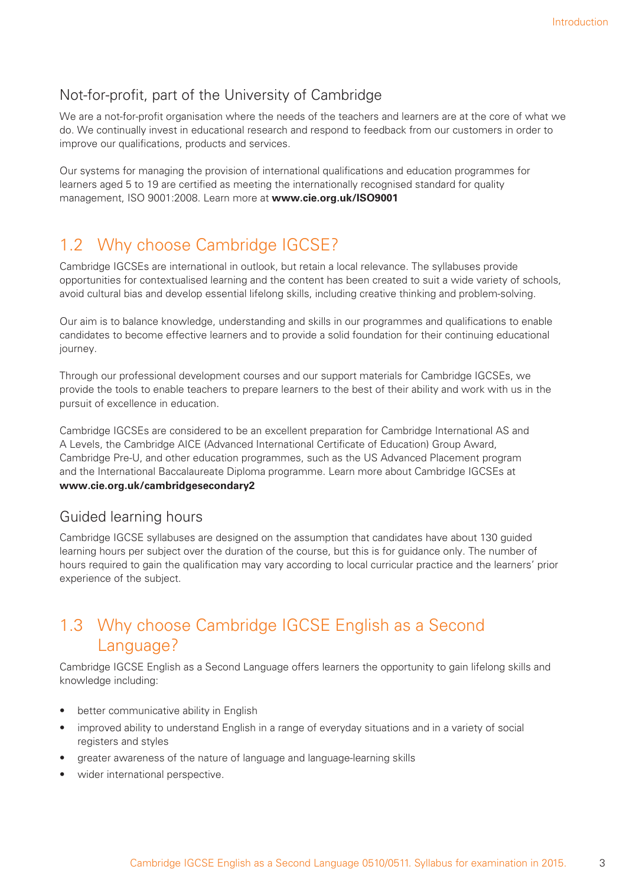### Not-for-profit, part of the University of Cambridge

We are a not-for-profit organisation where the needs of the teachers and learners are at the core of what we do. We continually invest in educational research and respond to feedback from our customers in order to improve our qualifications, products and services.

Our systems for managing the provision of international qualifications and education programmes for learners aged 5 to 19 are certified as meeting the internationally recognised standard for quality management, ISO 9001:2008. Learn more at **www.cie.org.uk/ISO9001**

## 1.2 Why choose Cambridge IGCSE?

Cambridge IGCSEs are international in outlook, but retain a local relevance. The syllabuses provide opportunities for contextualised learning and the content has been created to suit a wide variety of schools, avoid cultural bias and develop essential lifelong skills, including creative thinking and problem-solving.

Our aim is to balance knowledge, understanding and skills in our programmes and qualifications to enable candidates to become effective learners and to provide a solid foundation for their continuing educational journey.

Through our professional development courses and our support materials for Cambridge IGCSEs, we provide the tools to enable teachers to prepare learners to the best of their ability and work with us in the pursuit of excellence in education.

Cambridge IGCSEs are considered to be an excellent preparation for Cambridge International AS and A Levels, the Cambridge AICE (Advanced International Certificate of Education) Group Award, Cambridge Pre-U, and other education programmes, such as the US Advanced Placement program and the International Baccalaureate Diploma programme. Learn more about Cambridge IGCSEs at **www.cie.org.uk/cambridgesecondary2**

### Guided learning hours

Cambridge IGCSE syllabuses are designed on the assumption that candidates have about 130 guided learning hours per subject over the duration of the course, but this is for guidance only. The number of hours required to gain the qualification may vary according to local curricular practice and the learners' prior experience of the subject.

## 1.3 Why choose Cambridge IGCSE English as a Second Language?

Cambridge IGCSE English as a Second Language offers learners the opportunity to gain lifelong skills and knowledge including:

- better communicative ability in English
- improved ability to understand English in a range of everyday situations and in a variety of social registers and styles
- greater awareness of the nature of language and language-learning skills
- wider international perspective.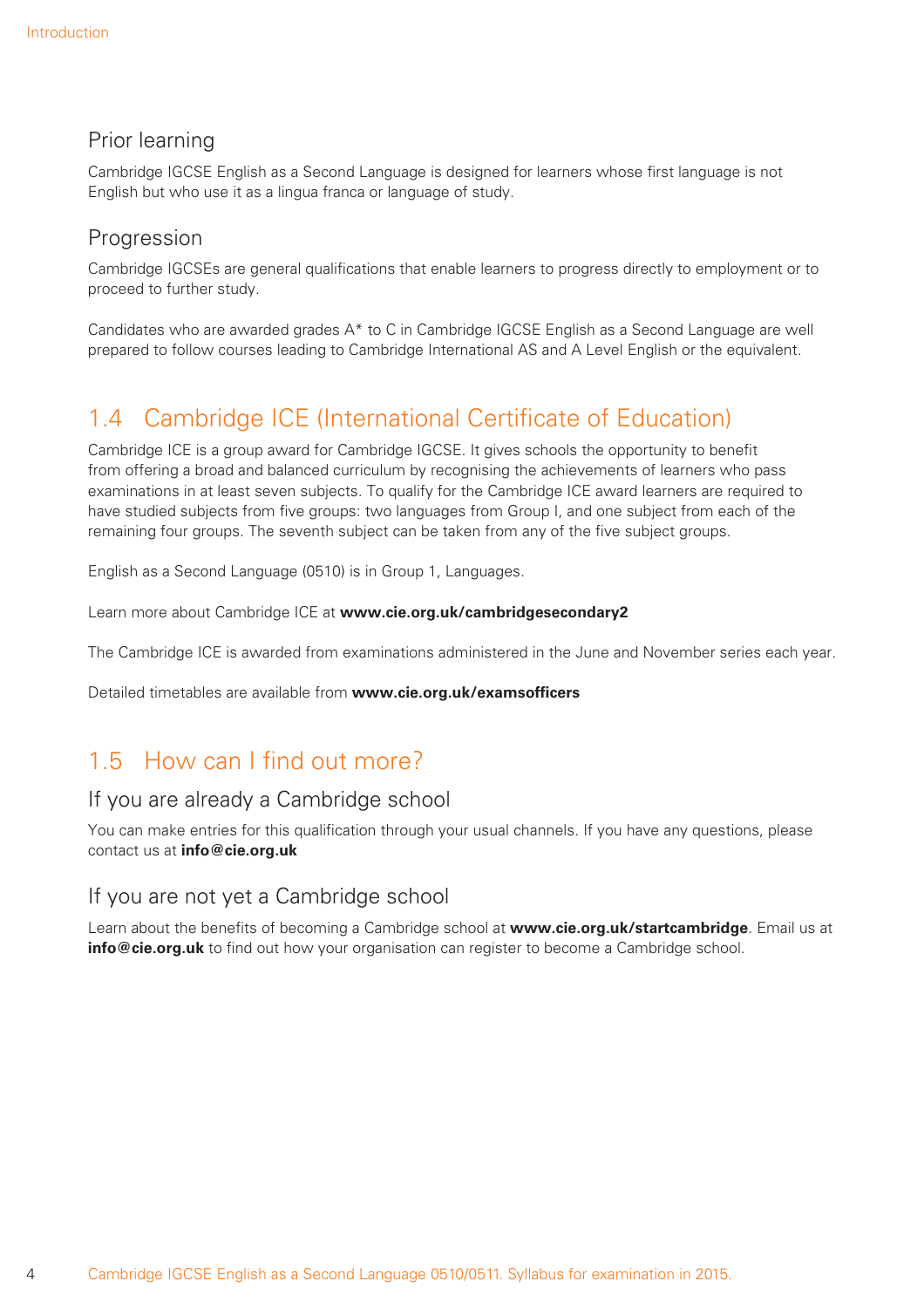### Prior learning

Cambridge IGCSE English as a Second Language is designed for learners whose first language is not English but who use it as a lingua franca or language of study.

### Progression

Cambridge IGCSEs are general qualifications that enable learners to progress directly to employment or to proceed to further study.

Candidates who are awarded grades A* to C in Cambridge IGCSE English as a Second Language are well prepared to follow courses leading to Cambridge International AS and A Level English or the equivalent.

## 1.4 Cambridge ICE (International Certificate of Education)

Cambridge ICE is a group award for Cambridge IGCSE. It gives schools the opportunity to benefit from offering a broad and balanced curriculum by recognising the achievements of learners who pass examinations in at least seven subjects. To qualify for the Cambridge ICE award learners are required to have studied subjects from five groups: two languages from Group I, and one subject from each of the remaining four groups. The seventh subject can be taken from any of the five subject groups.

English as a Second Language (0510) is in Group 1, Languages.

Learn more about Cambridge ICE at **www.cie.org.uk/cambridgesecondary2**

The Cambridge ICE is awarded from examinations administered in the June and November series each year.

Detailed timetables are available from **www.cie.org.uk/examsofficers**

## 1.5 How can I find out more?

### If you are already a Cambridge school

You can make entries for this qualification through your usual channels. If you have any questions, please contact us at **info@cie.org.uk**

### If you are not yet a Cambridge school

Learn about the benefits of becoming a Cambridge school at **www.cie.org.uk/startcambridge**. Email us at **info@cie.org.uk** to find out how your organisation can register to become a Cambridge school.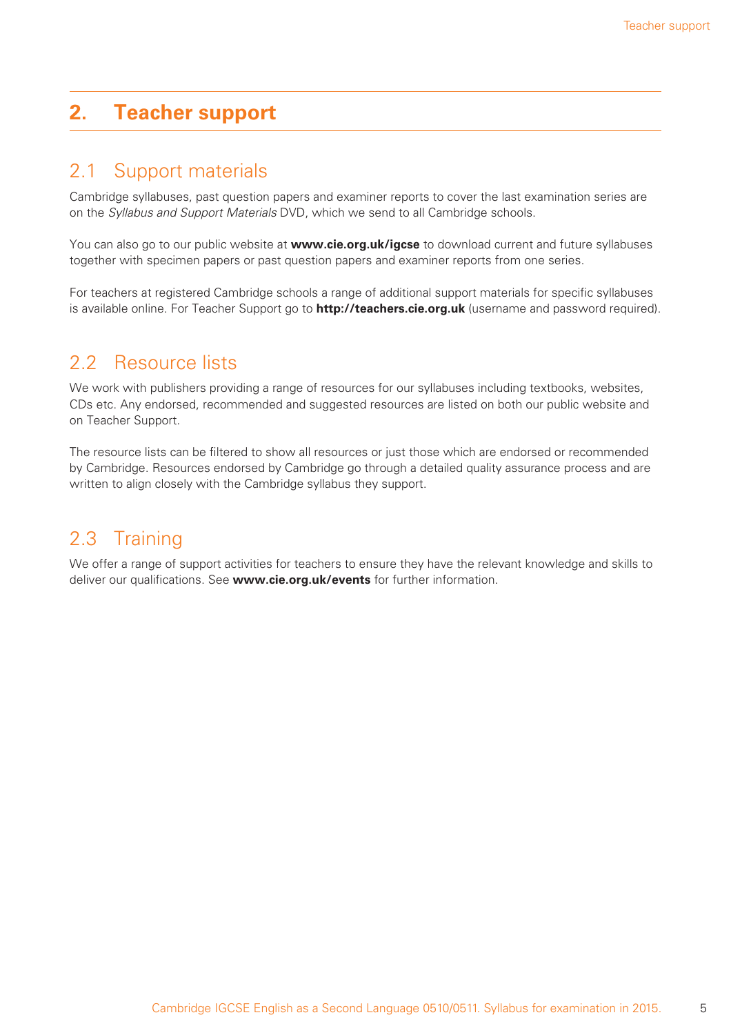## 2. Teacher support

### 2.1 Support materials

Cambridge syllabuses, past question papers and examiner reports to cover the last examination series are on the *Syllabus and Support Materials* DVD, which we send to all Cambridge schools.

You can also go to our public website at **www.cie.org.uk/igcse** to download current and future syllabuses together with specimen papers or past question papers and examiner reports from one series.

For teachers at registered Cambridge schools a range of additional support materials for specific syllabuses is available online. For Teacher Support go to **http://teachers.cie.org.uk** (username and password required).

### 2.2 Resource lists

We work with publishers providing a range of resources for our syllabuses including textbooks, websites, CDs etc. Any endorsed, recommended and suggested resources are listed on both our public website and on Teacher Support.

The resource lists can be filtered to show all resources or just those which are endorsed or recommended by Cambridge. Resources endorsed by Cambridge go through a detailed quality assurance process and are written to align closely with the Cambridge syllabus they support.

### 2.3 Training

We offer a range of support activities for teachers to ensure they have the relevant knowledge and skills to deliver our qualifications. See **www.cie.org.uk/events** for further information.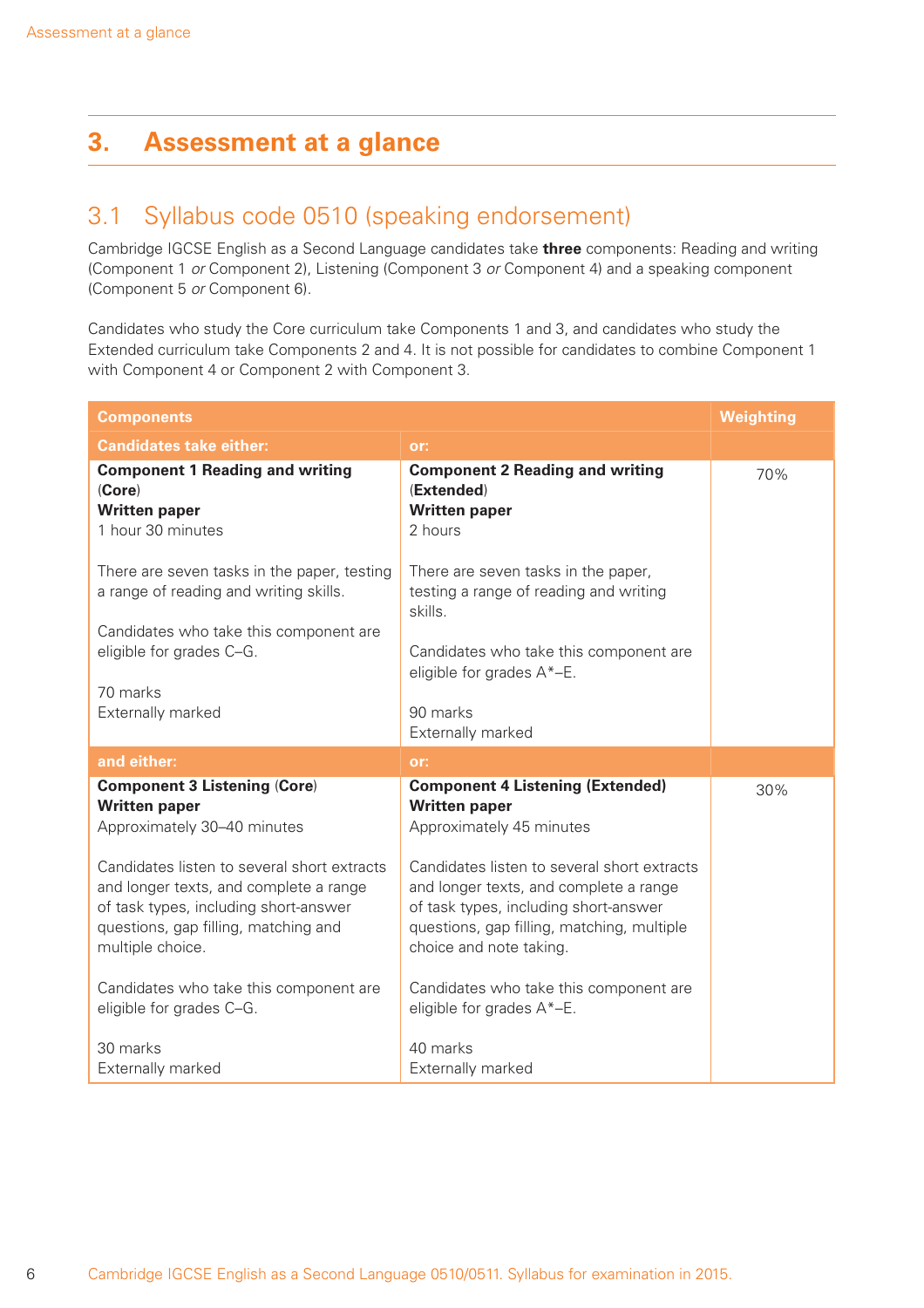# 3. Assessment at a glance

## 3.1 Syllabus code 0510 (speaking endorsement)

Cambridge IGCSE English as a Second Language candidates take **three** components: Reading and writing (Component 1 *or* Component 2), Listening (Component 3 *or* Component 4) and a speaking component (Component 5 *or* Component 6).

Candidates who study the Core curriculum take Components 1 and 3, and candidates who study the Extended curriculum take Components 2 and 4. It is not possible for candidates to combine Component 1 with Component 4 or Component 2 with Component 3.

| Components | | Weighting |
| --- | --- | --- |
| **Candidates take either:** | **or:** | |
| **Component 1 Reading and writing** (**Core**)<br>**Written paper**<br>1 hour 30 minutes<br><br>There are seven tasks in the paper, testing a range of reading and writing skills.<br><br>Candidates who take this component are eligible for grades C–G.<br><br>70 marks<br>Externally marked | **Component 2 Reading and writing** (**Extended**)<br>**Written paper**<br>2 hours<br><br>There are seven tasks in the paper, testing a range of reading and writing skills.<br><br>Candidates who take this component are eligible for grades A*–E.<br><br>90 marks<br>Externally marked | 70% |
| **and either:** | **or:** | |
| **Component 3 Listening** (**Core**)<br>**Written paper**<br>Approximately 30–40 minutes<br><br>Candidates listen to several short extracts and longer texts, and complete a range of task types, including short-answer questions, gap filling, matching and multiple choice.<br><br>Candidates who take this component are eligible for grades C–G.<br><br>30 marks<br>Externally marked | **Component 4 Listening (Extended)**<br>**Written paper**<br>Approximately 45 minutes<br><br>Candidates listen to several short extracts and longer texts, and complete a range of task types, including short-answer questions, gap filling, matching, multiple choice and note taking.<br><br>Candidates who take this component are eligible for grades A*–E.<br><br>40 marks<br>Externally marked | 30% |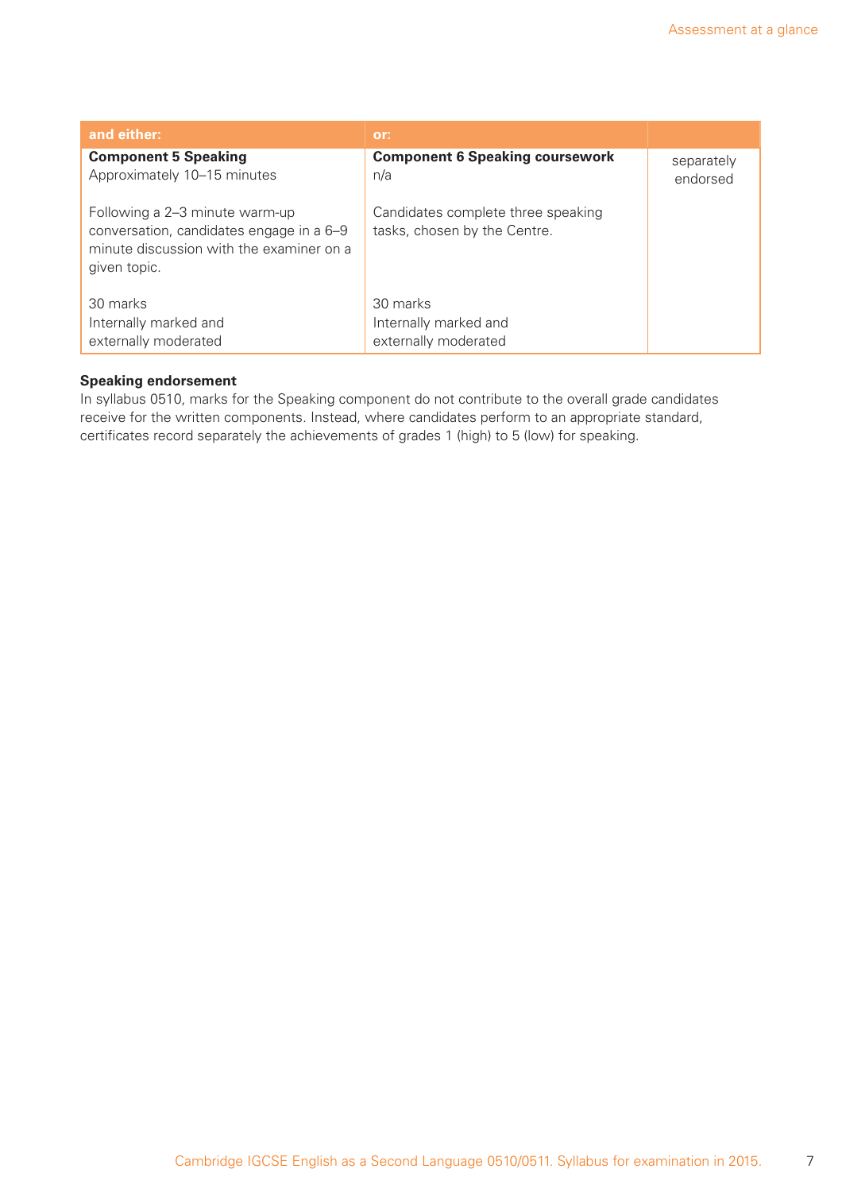| and either: | or: | |
|---|---|---|
| **Component 5 Speaking**<br>Approximately 10–15 minutes<br><br>Following a 2–3 minute warm-up conversation, candidates engage in a 6–9 minute discussion with the examiner on a given topic.<br><br>30 marks<br>Internally marked and externally moderated | **Component 6 Speaking coursework**<br>n/a<br><br>Candidates complete three speaking tasks, chosen by the Centre.<br><br>30 marks<br>Internally marked and externally moderated | separately endorsed |

**Speaking endorsement**

In syllabus 0510, marks for the Speaking component do not contribute to the overall grade candidates receive for the written components. Instead, where candidates perform to an appropriate standard, certificates record separately the achievements of grades 1 (high) to 5 (low) for speaking.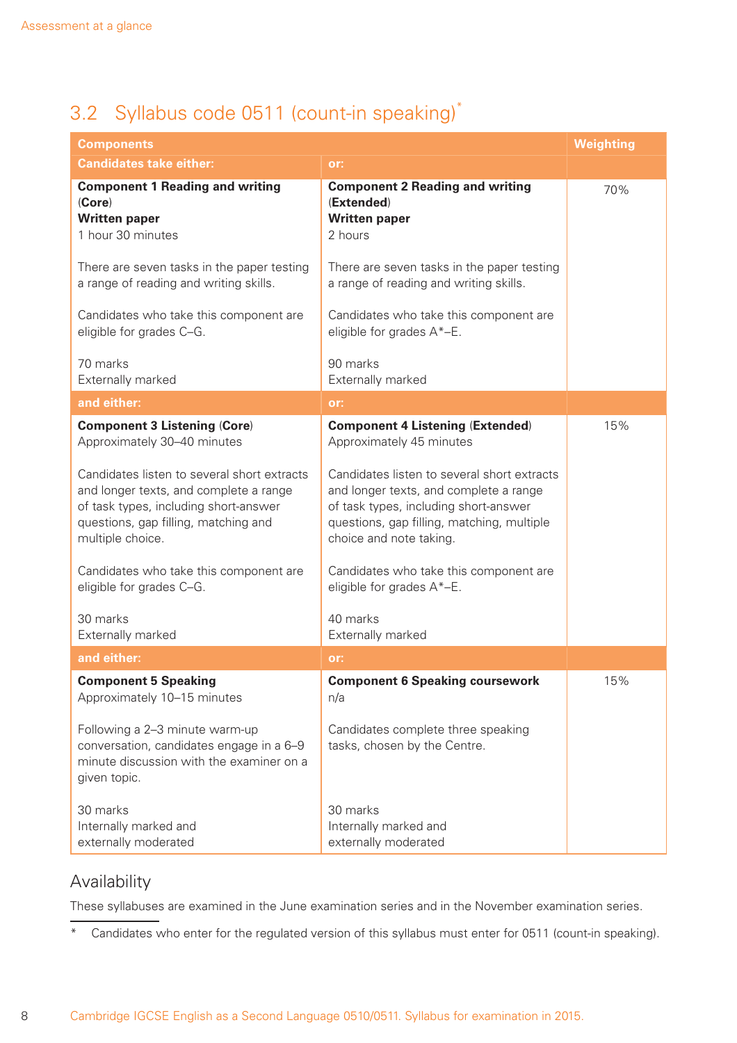## 3.2 Syllabus code 0511 (count-in speaking)*

| Components | | Weighting |
|---|---|---|
| **Candidates take either:** | **or:** | |
| **Component 1 Reading and writing** (**Core**)<br>**Written paper**<br>1 hour 30 minutes<br><br>There are seven tasks in the paper testing a range of reading and writing skills.<br><br>Candidates who take this component are eligible for grades C–G.<br><br>70 marks<br>Externally marked | **Component 2 Reading and writing** (**Extended**)<br>**Written paper**<br>2 hours<br><br>There are seven tasks in the paper testing a range of reading and writing skills.<br><br>Candidates who take this component are eligible for grades A*–E.<br><br>90 marks<br>Externally marked | 70% |
| **and either:** | **or:** | |
| **Component 3 Listening** (**Core**)<br>Approximately 30–40 minutes<br><br>Candidates listen to several short extracts and longer texts, and complete a range of task types, including short-answer questions, gap filling, matching and multiple choice.<br><br>Candidates who take this component are eligible for grades C–G.<br><br>30 marks<br>Externally marked | **Component 4 Listening** (**Extended**)<br>Approximately 45 minutes<br><br>Candidates listen to several short extracts and longer texts, and complete a range of task types, including short-answer questions, gap filling, matching, multiple choice and note taking.<br><br>Candidates who take this component are eligible for grades A*–E.<br><br>40 marks<br>Externally marked | 15% |
| **and either:** | **or:** | |
| **Component 5 Speaking**<br>Approximately 10–15 minutes<br><br>Following a 2–3 minute warm-up conversation, candidates engage in a 6–9 minute discussion with the examiner on a given topic.<br><br>30 marks<br>Internally marked and externally moderated | **Component 6 Speaking coursework**<br>n/a<br><br>Candidates complete three speaking tasks, chosen by the Centre.<br><br>30 marks<br>Internally marked and externally moderated | 15% |

### Availability

These syllabuses are examined in the June examination series and in the November examination series.

\* Candidates who enter for the regulated version of this syllabus must enter for 0511 (count-in speaking).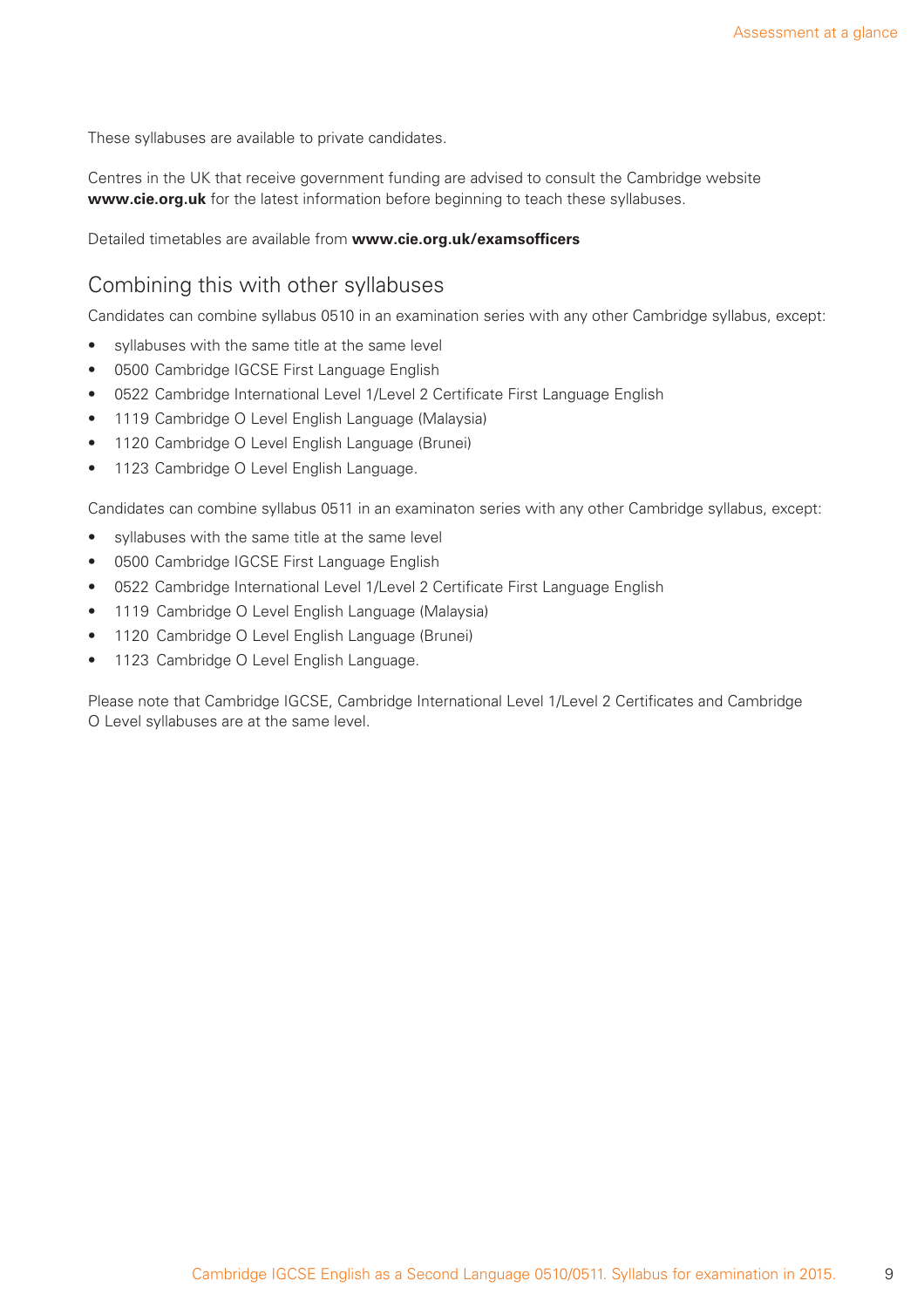These syllabuses are available to private candidates.

Centres in the UK that receive government funding are advised to consult the Cambridge website **www.cie.org.uk** for the latest information before beginning to teach these syllabuses.

Detailed timetables are available from **www.cie.org.uk/examsofficers**

## Combining this with other syllabuses

Candidates can combine syllabus 0510 in an examination series with any other Cambridge syllabus, except:

- syllabuses with the same title at the same level
- 0500 Cambridge IGCSE First Language English
- 0522 Cambridge International Level 1/Level 2 Certificate First Language English
- 1119 Cambridge O Level English Language (Malaysia)
- 1120 Cambridge O Level English Language (Brunei)
- 1123 Cambridge O Level English Language.

Candidates can combine syllabus 0511 in an examinaton series with any other Cambridge syllabus, except:

- syllabuses with the same title at the same level
- 0500 Cambridge IGCSE First Language English
- 0522 Cambridge International Level 1/Level 2 Certificate First Language English
- 1119 Cambridge O Level English Language (Malaysia)
- 1120 Cambridge O Level English Language (Brunei)
- 1123 Cambridge O Level English Language.

Please note that Cambridge IGCSE, Cambridge International Level 1/Level 2 Certificates and Cambridge O Level syllabuses are at the same level.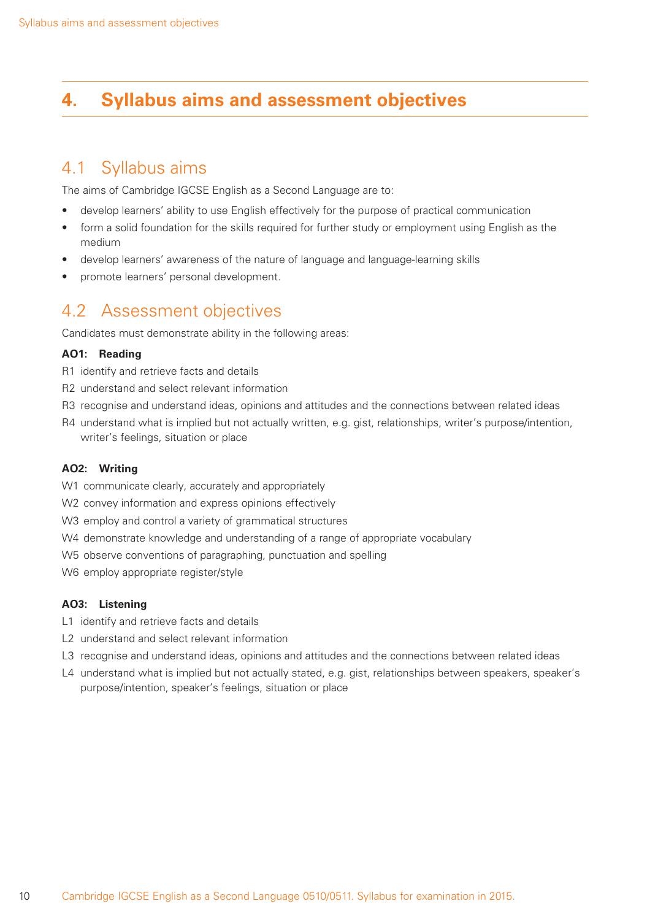# 4. Syllabus aims and assessment objectives

## 4.1 Syllabus aims

The aims of Cambridge IGCSE English as a Second Language are to:

- develop learners' ability to use English effectively for the purpose of practical communication
- form a solid foundation for the skills required for further study or employment using English as the medium
- develop learners' awareness of the nature of language and language-learning skills
- promote learners' personal development.

## 4.2 Assessment objectives

Candidates must demonstrate ability in the following areas:

**AO1: Reading**

R1 identify and retrieve facts and details

R2 understand and select relevant information

R3 recognise and understand ideas, opinions and attitudes and the connections between related ideas

R4 understand what is implied but not actually written, e.g. gist, relationships, writer's purpose/intention, writer's feelings, situation or place

**AO2: Writing**

W1 communicate clearly, accurately and appropriately

W2 convey information and express opinions effectively

W3 employ and control a variety of grammatical structures

W4 demonstrate knowledge and understanding of a range of appropriate vocabulary

W5 observe conventions of paragraphing, punctuation and spelling

W6 employ appropriate register/style

**AO3: Listening**

L1 identify and retrieve facts and details

L2 understand and select relevant information

L3 recognise and understand ideas, opinions and attitudes and the connections between related ideas

L4 understand what is implied but not actually stated, e.g. gist, relationships between speakers, speaker's purpose/intention, speaker's feelings, situation or place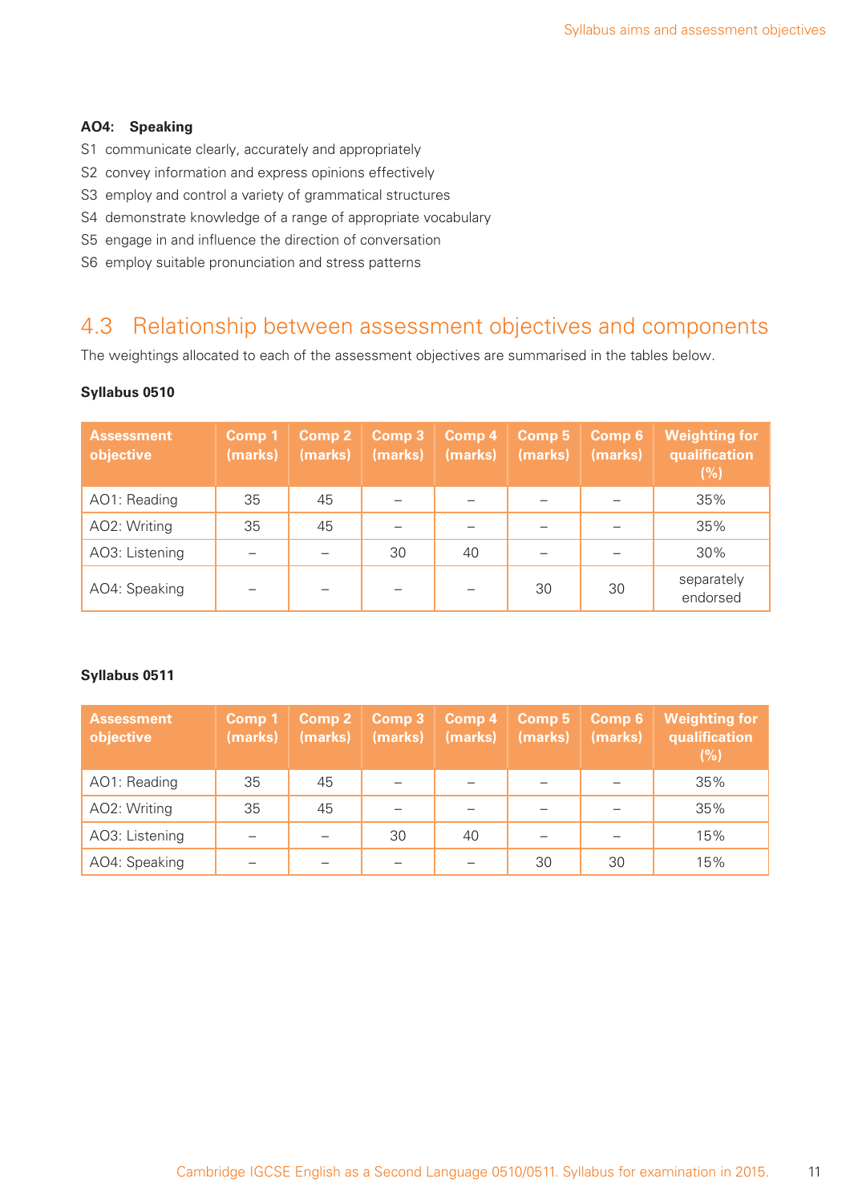**AO4: Speaking**

S1 communicate clearly, accurately and appropriately

S2 convey information and express opinions effectively

S3 employ and control a variety of grammatical structures

S4 demonstrate knowledge of a range of appropriate vocabulary

S5 engage in and influence the direction of conversation

S6 employ suitable pronunciation and stress patterns

## 4.3 Relationship between assessment objectives and components

The weightings allocated to each of the assessment objectives are summarised in the tables below.

**Syllabus 0510**

| Assessment objective | Comp 1 (marks) | Comp 2 (marks) | Comp 3 (marks) | Comp 4 (marks) | Comp 5 (marks) | Comp 6 (marks) | Weighting for qualification (%) |
|---|---|---|---|---|---|---|---|
| AO1: Reading | 35 | 45 | – | – | – | – | 35% |
| AO2: Writing | 35 | 45 | – | – | – | – | 35% |
| AO3: Listening | – | – | 30 | 40 | – | – | 30% |
| AO4: Speaking | – | – | – | – | 30 | 30 | separately endorsed |

**Syllabus 0511**

| Assessment objective | Comp 1 (marks) | Comp 2 (marks) | Comp 3 (marks) | Comp 4 (marks) | Comp 5 (marks) | Comp 6 (marks) | Weighting for qualification (%) |
|---|---|---|---|---|---|---|---|
| AO1: Reading | 35 | 45 | – | – | – | – | 35% |
| AO2: Writing | 35 | 45 | – | – | – | – | 35% |
| AO3: Listening | – | – | 30 | 40 | – | – | 15% |
| AO4: Speaking | – | – | – | – | 30 | 30 | 15% |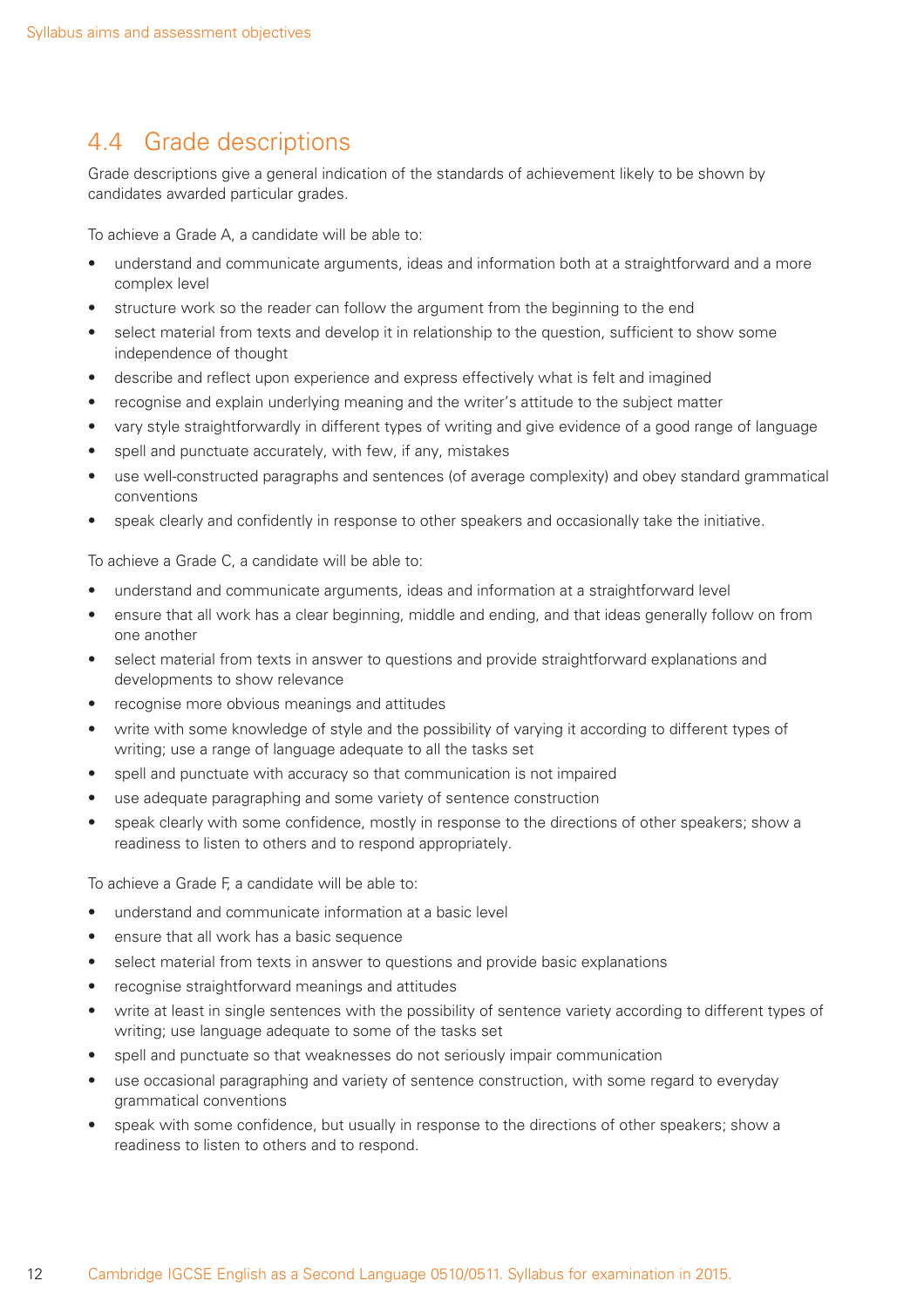## 4.4 Grade descriptions

Grade descriptions give a general indication of the standards of achievement likely to be shown by candidates awarded particular grades.

To achieve a Grade A, a candidate will be able to:

- understand and communicate arguments, ideas and information both at a straightforward and a more complex level
- structure work so the reader can follow the argument from the beginning to the end
- select material from texts and develop it in relationship to the question, sufficient to show some independence of thought
- describe and reflect upon experience and express effectively what is felt and imagined
- recognise and explain underlying meaning and the writer's attitude to the subject matter
- vary style straightforwardly in different types of writing and give evidence of a good range of language
- spell and punctuate accurately, with few, if any, mistakes
- use well-constructed paragraphs and sentences (of average complexity) and obey standard grammatical conventions
- speak clearly and confidently in response to other speakers and occasionally take the initiative.

To achieve a Grade C, a candidate will be able to:

- understand and communicate arguments, ideas and information at a straightforward level
- ensure that all work has a clear beginning, middle and ending, and that ideas generally follow on from one another
- select material from texts in answer to questions and provide straightforward explanations and developments to show relevance
- recognise more obvious meanings and attitudes
- write with some knowledge of style and the possibility of varying it according to different types of writing; use a range of language adequate to all the tasks set
- spell and punctuate with accuracy so that communication is not impaired
- use adequate paragraphing and some variety of sentence construction
- speak clearly with some confidence, mostly in response to the directions of other speakers; show a readiness to listen to others and to respond appropriately.

To achieve a Grade F, a candidate will be able to:

- understand and communicate information at a basic level
- ensure that all work has a basic sequence
- select material from texts in answer to questions and provide basic explanations
- recognise straightforward meanings and attitudes
- write at least in single sentences with the possibility of sentence variety according to different types of writing; use language adequate to some of the tasks set
- spell and punctuate so that weaknesses do not seriously impair communication
- use occasional paragraphing and variety of sentence construction, with some regard to everyday grammatical conventions
- speak with some confidence, but usually in response to the directions of other speakers; show a readiness to listen to others and to respond.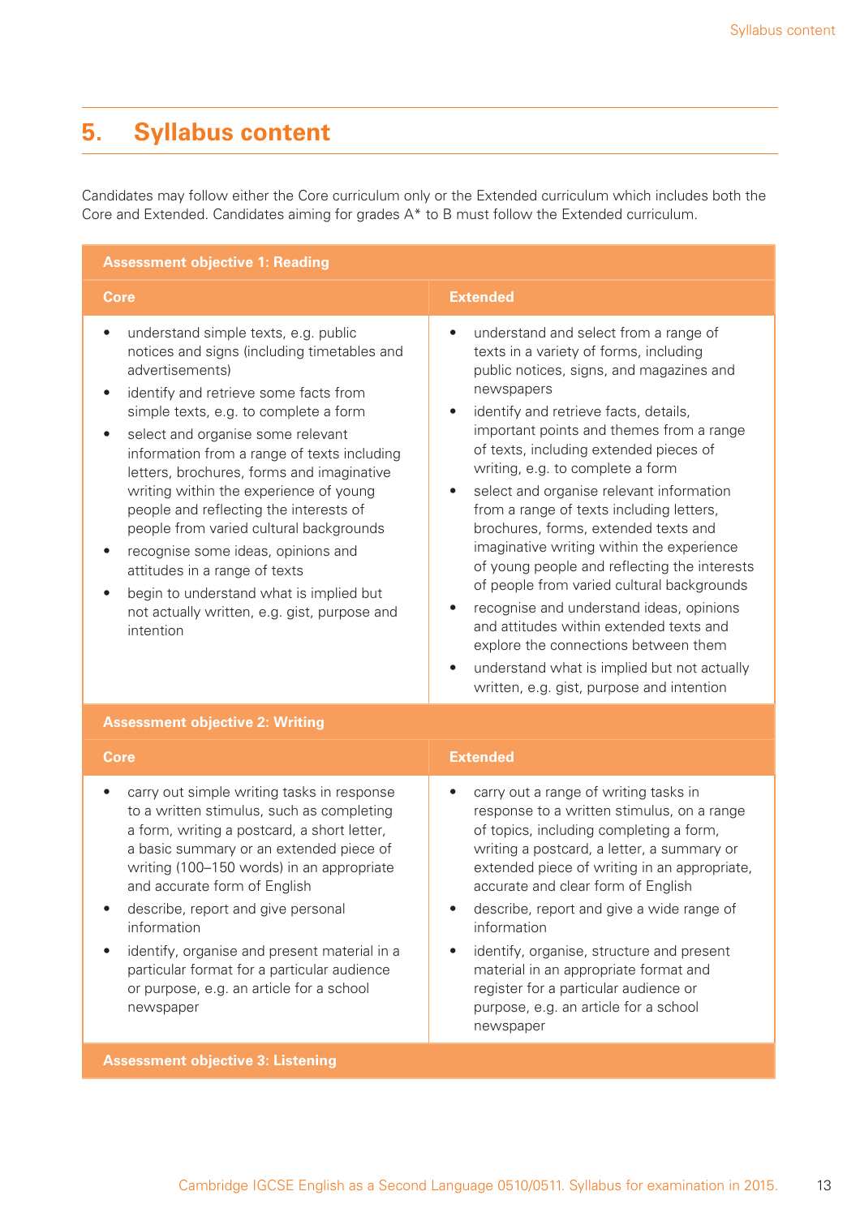## 5. Syllabus content

Candidates may follow either the Core curriculum only or the Extended curriculum which includes both the Core and Extended. Candidates aiming for grades A* to B must follow the Extended curriculum.

| **Assessment objective 1: Reading** | |
|---|---|
| **Core** | **Extended** |
| • understand simple texts, e.g. public notices and signs (including timetables and advertisements)<br>• identify and retrieve some facts from simple texts, e.g. to complete a form<br>• select and organise some relevant information from a range of texts including letters, brochures, forms and imaginative writing within the experience of young people and reflecting the interests of people from varied cultural backgrounds<br>• recognise some ideas, opinions and attitudes in a range of texts<br>• begin to understand what is implied but not actually written, e.g. gist, purpose and intention | • understand and select from a range of texts in a variety of forms, including public notices, signs, and magazines and newspapers<br>• identify and retrieve facts, details, important points and themes from a range of texts, including extended pieces of writing, e.g. to complete a form<br>• select and organise relevant information from a range of texts including letters, brochures, forms, extended texts and imaginative writing within the experience of young people and reflecting the interests of people from varied cultural backgrounds<br>• recognise and understand ideas, opinions and attitudes within extended texts and explore the connections between them<br>• understand what is implied but not actually written, e.g. gist, purpose and intention |
| **Assessment objective 2: Writing** | |
| **Core** | **Extended** |
| • carry out simple writing tasks in response to a written stimulus, such as completing a form, writing a postcard, a short letter, a basic summary or an extended piece of writing (100–150 words) in an appropriate and accurate form of English<br>• describe, report and give personal information<br>• identify, organise and present material in a particular format for a particular audience or purpose, e.g. an article for a school newspaper | • carry out a range of writing tasks in response to a written stimulus, on a range of topics, including completing a form, writing a postcard, a letter, a summary or extended piece of writing in an appropriate, accurate and clear form of English<br>• describe, report and give a wide range of information<br>• identify, organise, structure and present material in an appropriate format and register for a particular audience or purpose, e.g. an article for a school newspaper |
| **Assessment objective 3: Listening** | |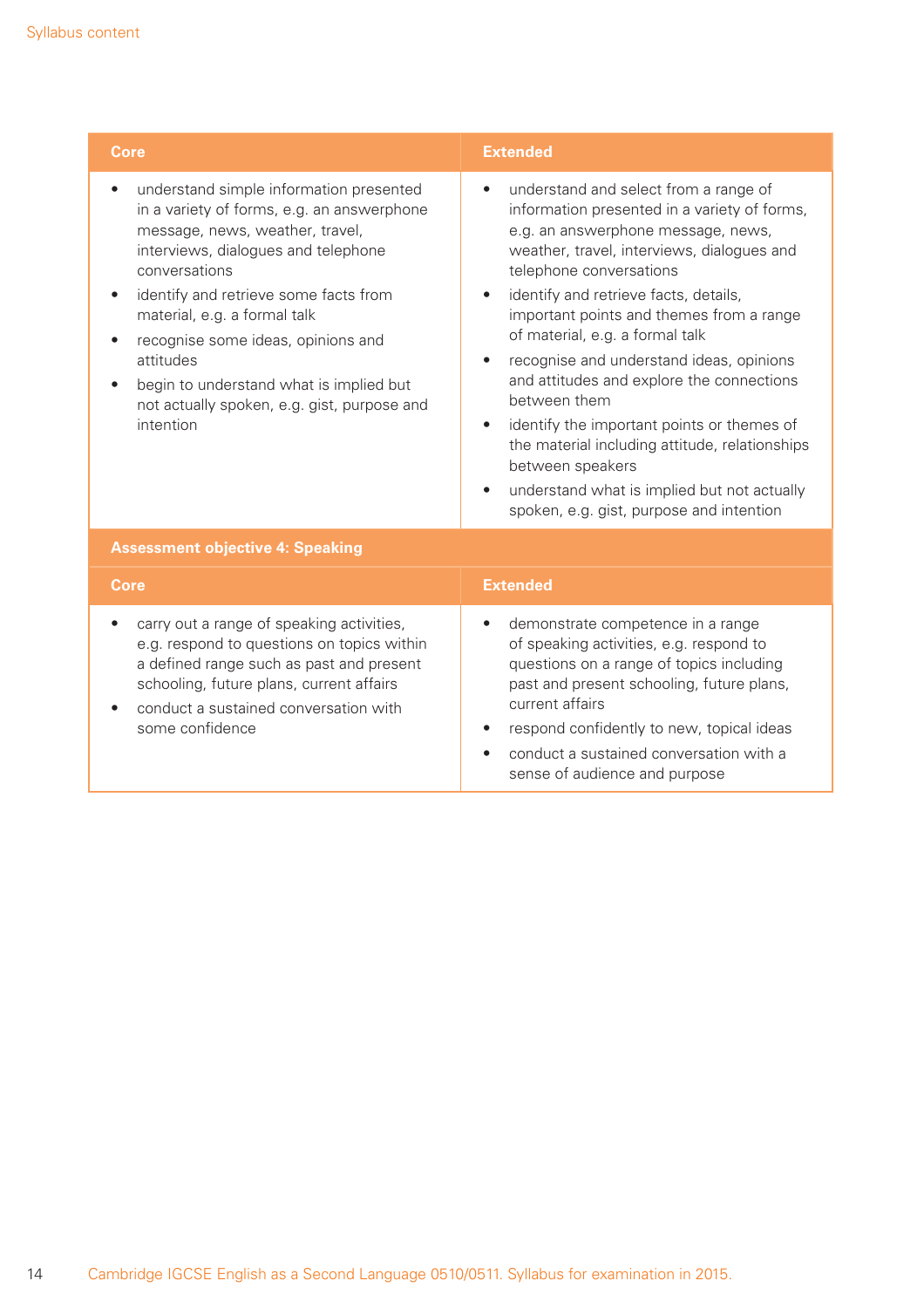| Core | Extended |
| --- | --- |
| • understand simple information presented in a variety of forms, e.g. an answerphone message, news, weather, travel, interviews, dialogues and telephone conversations<br>• identify and retrieve some facts from material, e.g. a formal talk<br>• recognise some ideas, opinions and attitudes<br>• begin to understand what is implied but not actually spoken, e.g. gist, purpose and intention | • understand and select from a range of information presented in a variety of forms, e.g. an answerphone message, news, weather, travel, interviews, dialogues and telephone conversations<br>• identify and retrieve facts, details, important points and themes from a range of material, e.g. a formal talk<br>• recognise and understand ideas, opinions and attitudes and explore the connections between them<br>• identify the important points or themes of the material including attitude, relationships between speakers<br>• understand what is implied but not actually spoken, e.g. gist, purpose and intention |

**Assessment objective 4: Speaking**

| Core | Extended |
| --- | --- |
| • carry out a range of speaking activities, e.g. respond to questions on topics within a defined range such as past and present schooling, future plans, current affairs<br>• conduct a sustained conversation with some confidence | • demonstrate competence in a range of speaking activities, e.g. respond to questions on a range of topics including past and present schooling, future plans, current affairs<br>• respond confidently to new, topical ideas<br>• conduct a sustained conversation with a sense of audience and purpose |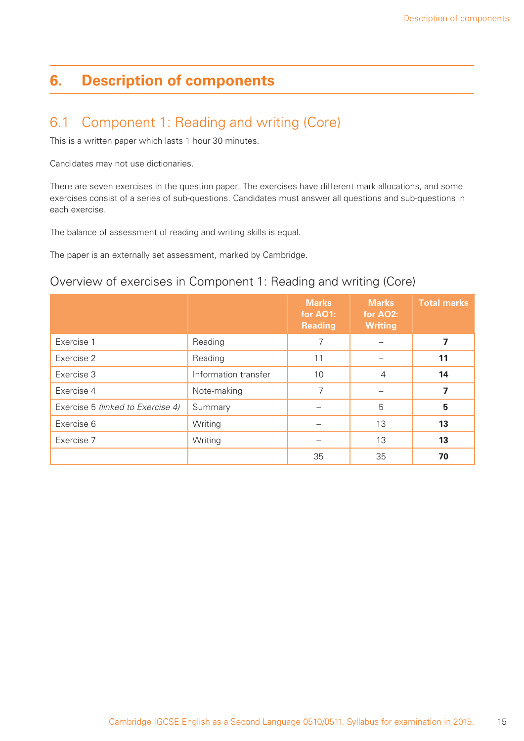# 6. Description of components

## 6.1 Component 1: Reading and writing (Core)

This is a written paper which lasts 1 hour 30 minutes.

Candidates may not use dictionaries.

There are seven exercises in the question paper. The exercises have different mark allocations, and some exercises consist of a series of sub-questions. Candidates must answer all questions and sub-questions in each exercise.

The balance of assessment of reading and writing skills is equal.

The paper is an externally set assessment, marked by Cambridge.

### Overview of exercises in Component 1: Reading and writing (Core)

| | | Marks for AO1: Reading | Marks for AO2: Writing | Total marks |
|---|---|---|---|---|
| Exercise 1 | Reading | 7 | – | **7** |
| Exercise 2 | Reading | 11 | – | **11** |
| Exercise 3 | Information transfer | 10 | 4 | **14** |
| Exercise 4 | Note-making | 7 | – | **7** |
| Exercise 5 *(linked to Exercise 4)* | Summary | – | 5 | **5** |
| Exercise 6 | Writing | – | 13 | **13** |
| Exercise 7 | Writing | – | 13 | **13** |
| | | 35 | 35 | **70** |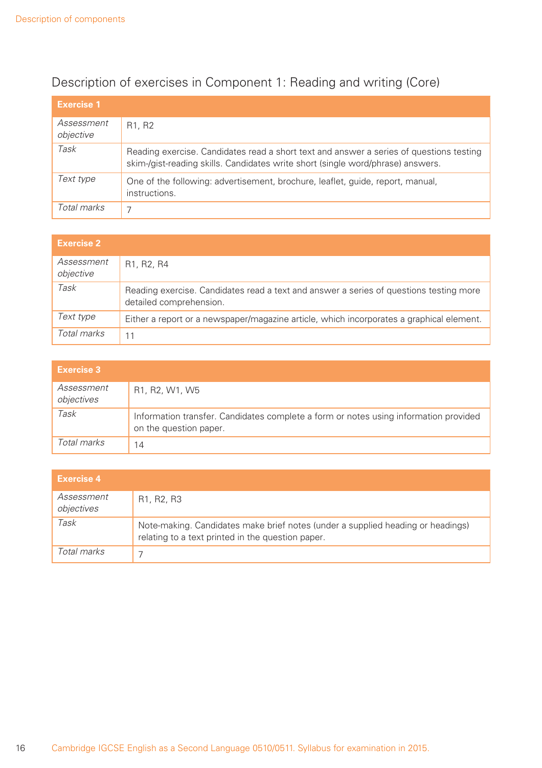## Description of exercises in Component 1: Reading and writing (Core)

| **Exercise 1** | |
|---|---|
| *Assessment objective* | R1, R2 |
| *Task* | Reading exercise. Candidates read a short text and answer a series of questions testing skim-/gist-reading skills. Candidates write short (single word/phrase) answers. |
| *Text type* | One of the following: advertisement, brochure, leaflet, guide, report, manual, instructions. |
| *Total marks* | 7 |

| **Exercise 2** | |
|---|---|
| *Assessment objective* | R1, R2, R4 |
| *Task* | Reading exercise. Candidates read a text and answer a series of questions testing more detailed comprehension. |
| *Text type* | Either a report or a newspaper/magazine article, which incorporates a graphical element. |
| *Total marks* | 11 |

| **Exercise 3** | |
|---|---|
| *Assessment objectives* | R1, R2, W1, W5 |
| *Task* | Information transfer. Candidates complete a form or notes using information provided on the question paper. |
| *Total marks* | 14 |

| **Exercise 4** | |
|---|---|
| *Assessment objectives* | R1, R2, R3 |
| *Task* | Note-making. Candidates make brief notes (under a supplied heading or headings) relating to a text printed in the question paper. |
| *Total marks* | 7 |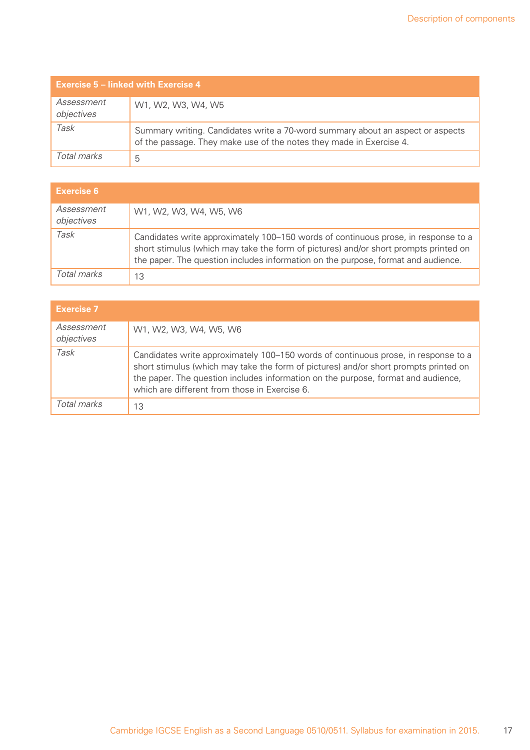| Exercise 5 – linked with Exercise 4 | |
|---|---|
| *Assessment objectives* | W1, W2, W3, W4, W5 |
| *Task* | Summary writing. Candidates write a 70-word summary about an aspect or aspects of the passage. They make use of the notes they made in Exercise 4. |
| *Total marks* | 5 |

| Exercise 6 | |
|---|---|
| *Assessment objectives* | W1, W2, W3, W4, W5, W6 |
| *Task* | Candidates write approximately 100–150 words of continuous prose, in response to a short stimulus (which may take the form of pictures) and/or short prompts printed on the paper. The question includes information on the purpose, format and audience. |
| *Total marks* | 13 |

| Exercise 7 | |
|---|---|
| *Assessment objectives* | W1, W2, W3, W4, W5, W6 |
| *Task* | Candidates write approximately 100–150 words of continuous prose, in response to a short stimulus (which may take the form of pictures) and/or short prompts printed on the paper. The question includes information on the purpose, format and audience, which are different from those in Exercise 6. |
| *Total marks* | 13 |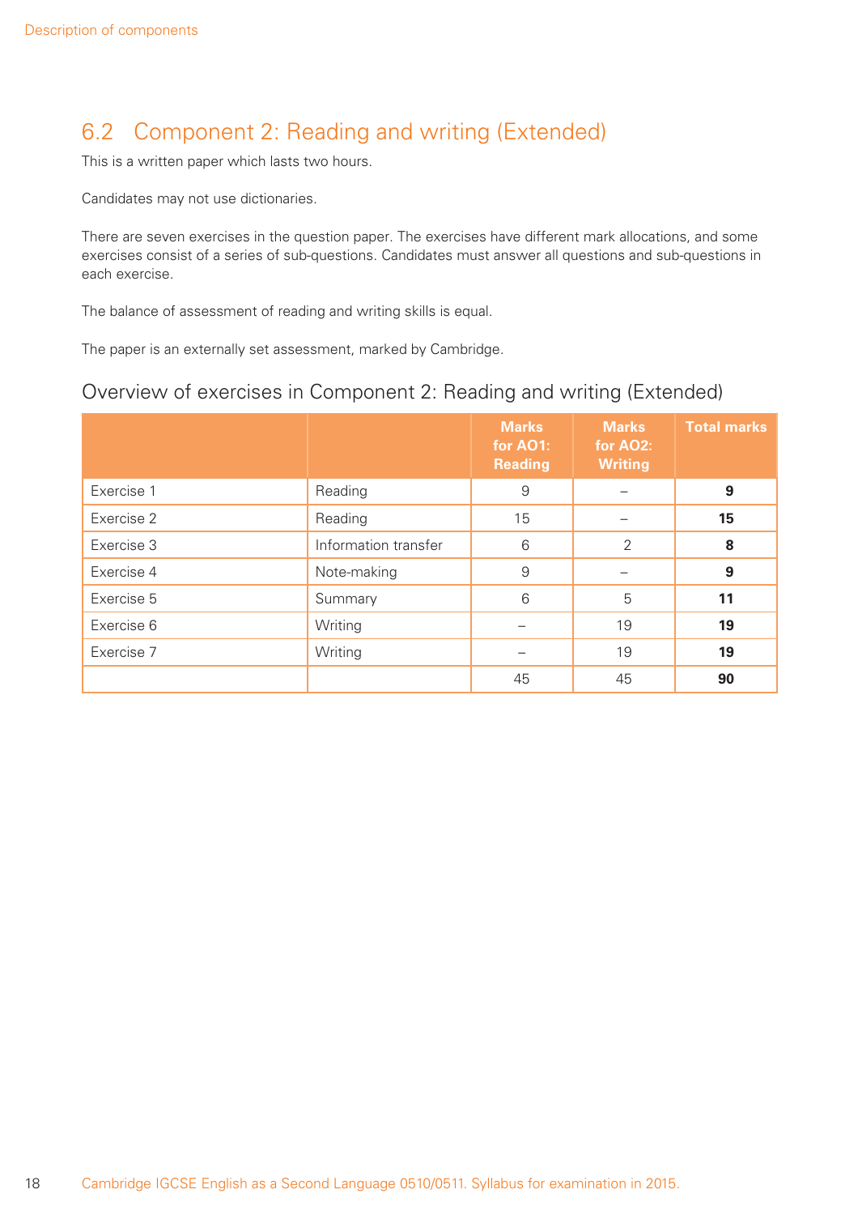## 6.2 Component 2: Reading and writing (Extended)

This is a written paper which lasts two hours.

Candidates may not use dictionaries.

There are seven exercises in the question paper. The exercises have different mark allocations, and some exercises consist of a series of sub-questions. Candidates must answer all questions and sub-questions in each exercise.

The balance of assessment of reading and writing skills is equal.

The paper is an externally set assessment, marked by Cambridge.

### Overview of exercises in Component 2: Reading and writing (Extended)

| | | **Marks for AO1: Reading** | **Marks for AO2: Writing** | **Total marks** |
|---|---|---|---|---|
| Exercise 1 | Reading | 9 | – | **9** |
| Exercise 2 | Reading | 15 | – | **15** |
| Exercise 3 | Information transfer | 6 | 2 | **8** |
| Exercise 4 | Note-making | 9 | – | **9** |
| Exercise 5 | Summary | 6 | 5 | **11** |
| Exercise 6 | Writing | – | 19 | **19** |
| Exercise 7 | Writing | – | 19 | **19** |
| | | 45 | 45 | **90** |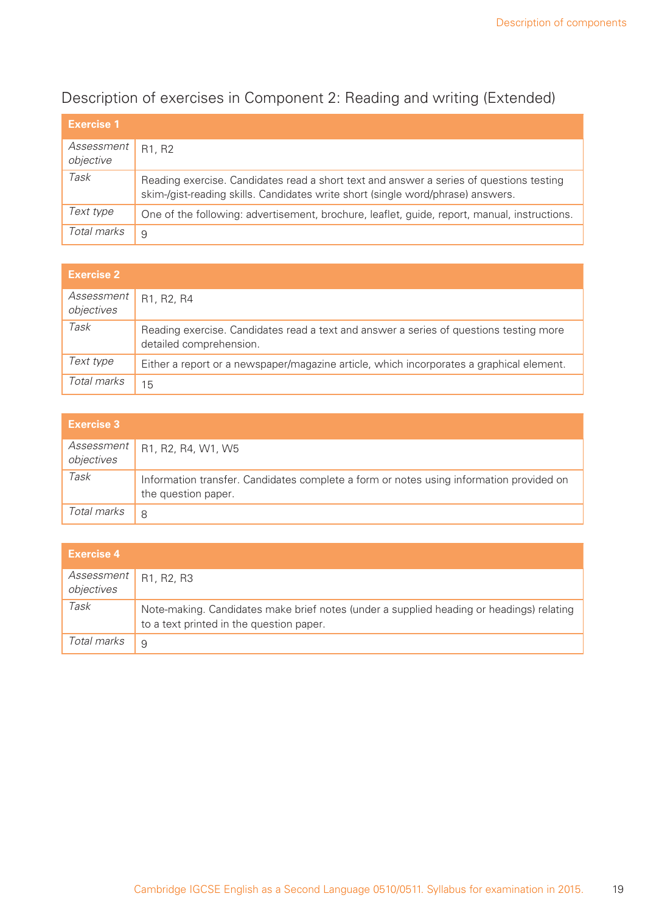## Description of exercises in Component 2: Reading and writing (Extended)

| **Exercise 1** | |
|---|---|
| *Assessment objective* | R1, R2 |
| *Task* | Reading exercise. Candidates read a short text and answer a series of questions testing skim-/gist-reading skills. Candidates write short (single word/phrase) answers. |
| *Text type* | One of the following: advertisement, brochure, leaflet, guide, report, manual, instructions. |
| *Total marks* | 9 |

| **Exercise 2** | |
|---|---|
| *Assessment objectives* | R1, R2, R4 |
| *Task* | Reading exercise. Candidates read a text and answer a series of questions testing more detailed comprehension. |
| *Text type* | Either a report or a newspaper/magazine article, which incorporates a graphical element. |
| *Total marks* | 15 |

| **Exercise 3** | |
|---|---|
| *Assessment objectives* | R1, R2, R4, W1, W5 |
| *Task* | Information transfer. Candidates complete a form or notes using information provided on the question paper. |
| *Total marks* | 8 |

| **Exercise 4** | |
|---|---|
| *Assessment objectives* | R1, R2, R3 |
| *Task* | Note-making. Candidates make brief notes (under a supplied heading or headings) relating to a text printed in the question paper. |
| *Total marks* | 9 |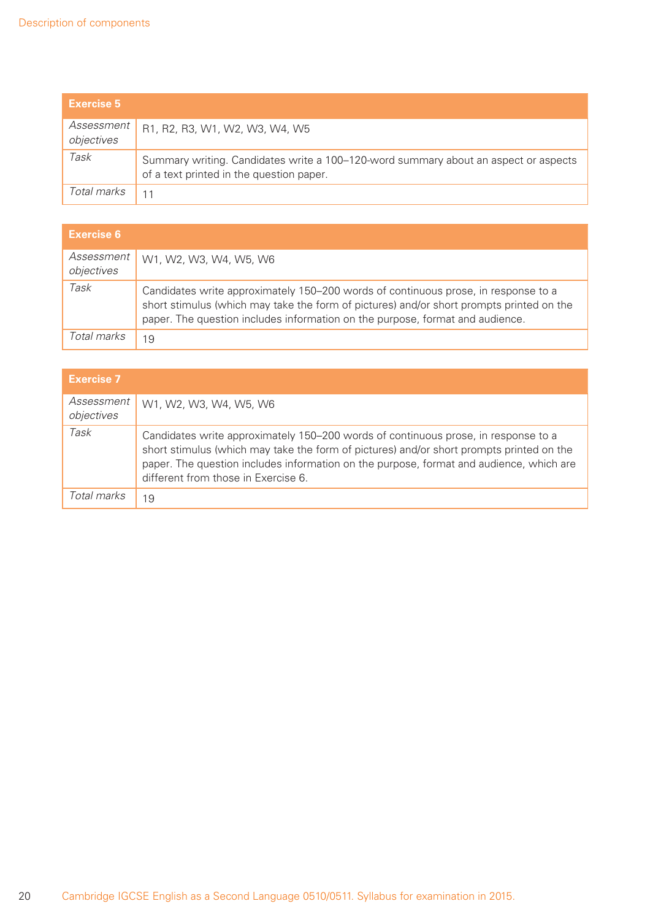| Exercise 5 | |
|---|---|
| *Assessment objectives* | R1, R2, R3, W1, W2, W3, W4, W5 |
| *Task* | Summary writing. Candidates write a 100–120-word summary about an aspect or aspects of a text printed in the question paper. |
| *Total marks* | 11 |

| Exercise 6 | |
|---|---|
| *Assessment objectives* | W1, W2, W3, W4, W5, W6 |
| *Task* | Candidates write approximately 150–200 words of continuous prose, in response to a short stimulus (which may take the form of pictures) and/or short prompts printed on the paper. The question includes information on the purpose, format and audience. |
| *Total marks* | 19 |

| Exercise 7 | |
|---|---|
| *Assessment objectives* | W1, W2, W3, W4, W5, W6 |
| *Task* | Candidates write approximately 150–200 words of continuous prose, in response to a short stimulus (which may take the form of pictures) and/or short prompts printed on the paper. The question includes information on the purpose, format and audience, which are different from those in Exercise 6. |
| *Total marks* | 19 |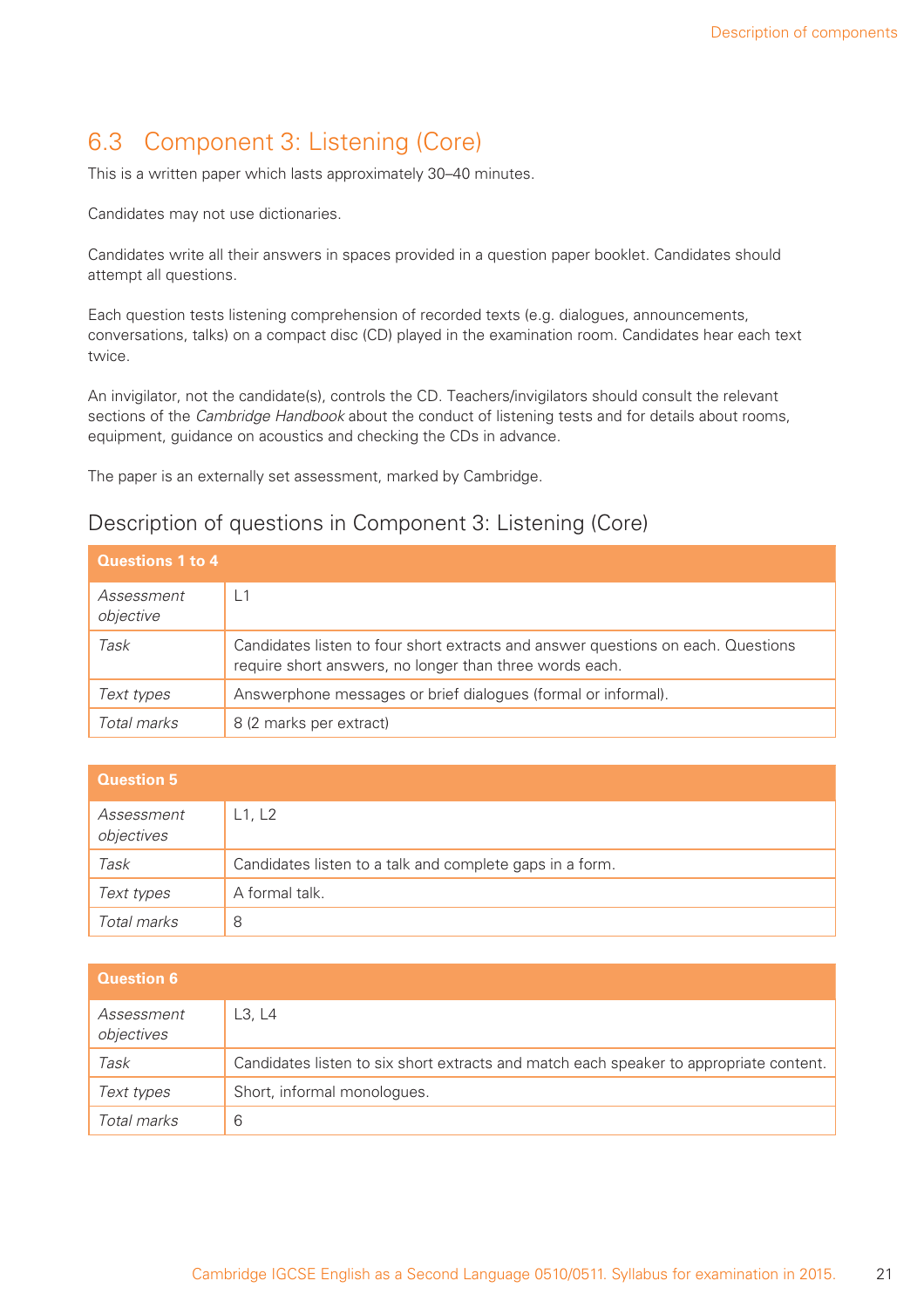## 6.3 Component 3: Listening (Core)

This is a written paper which lasts approximately 30–40 minutes.

Candidates may not use dictionaries.

Candidates write all their answers in spaces provided in a question paper booklet. Candidates should attempt all questions.

Each question tests listening comprehension of recorded texts (e.g. dialogues, announcements, conversations, talks) on a compact disc (CD) played in the examination room. Candidates hear each text twice.

An invigilator, not the candidate(s), controls the CD. Teachers/invigilators should consult the relevant sections of the *Cambridge Handbook* about the conduct of listening tests and for details about rooms, equipment, guidance on acoustics and checking the CDs in advance.

The paper is an externally set assessment, marked by Cambridge.

### Description of questions in Component 3: Listening (Core)

| **Questions 1 to 4** | |
|---|---|
| *Assessment objective* | L1 |
| *Task* | Candidates listen to four short extracts and answer questions on each. Questions require short answers, no longer than three words each. |
| *Text types* | Answerphone messages or brief dialogues (formal or informal). |
| *Total marks* | 8 (2 marks per extract) |

| **Question 5** | |
|---|---|
| *Assessment objectives* | L1, L2 |
| *Task* | Candidates listen to a talk and complete gaps in a form. |
| *Text types* | A formal talk. |
| *Total marks* | 8 |

| **Question 6** | |
|---|---|
| *Assessment objectives* | L3, L4 |
| *Task* | Candidates listen to six short extracts and match each speaker to appropriate content. |
| *Text types* | Short, informal monologues. |
| *Total marks* | 6 |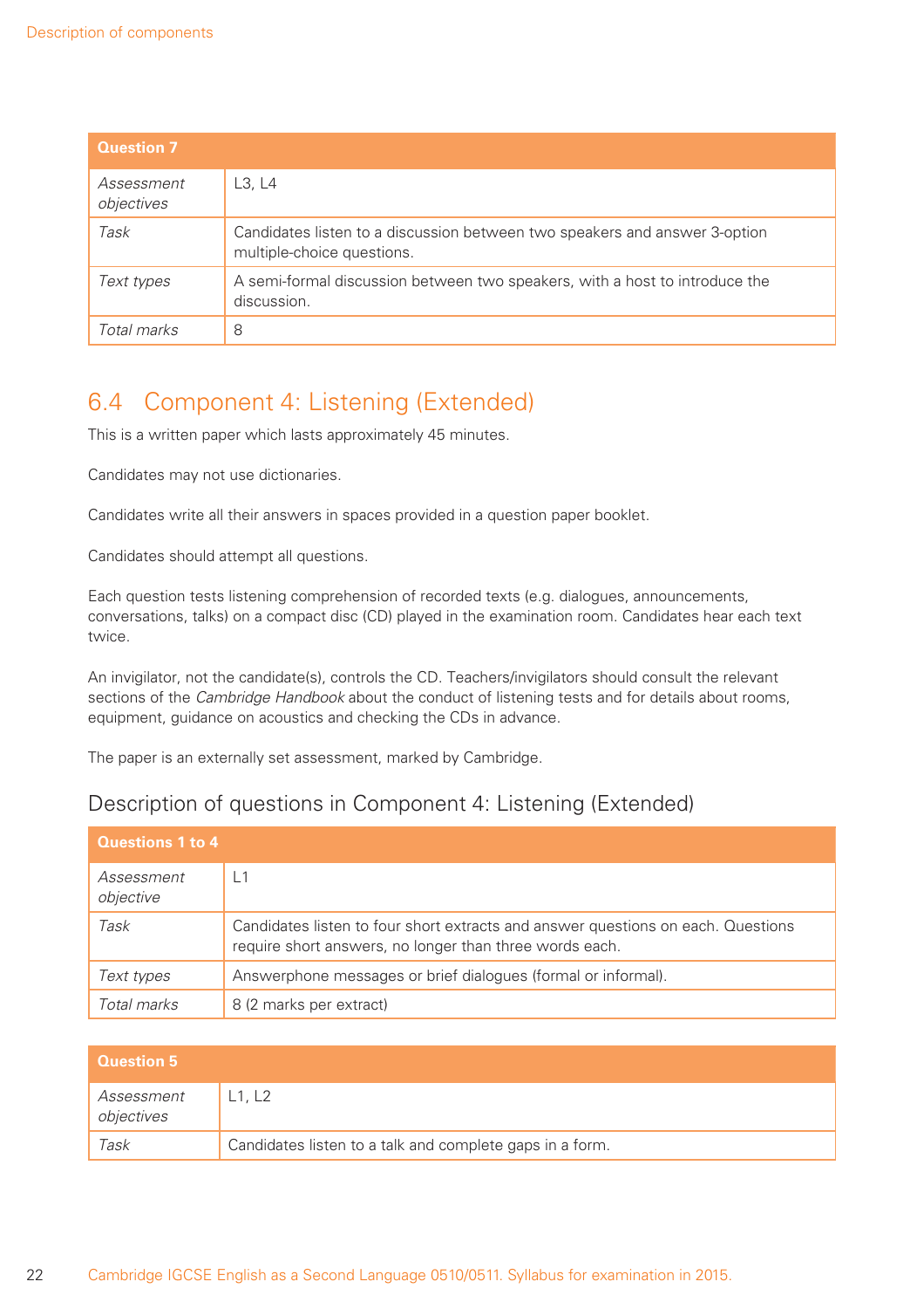| Question 7 | |
|---|---|
| *Assessment objectives* | L3, L4 |
| *Task* | Candidates listen to a discussion between two speakers and answer 3-option multiple-choice questions. |
| *Text types* | A semi-formal discussion between two speakers, with a host to introduce the discussion. |
| *Total marks* | 8 |

## 6.4 Component 4: Listening (Extended)

This is a written paper which lasts approximately 45 minutes.

Candidates may not use dictionaries.

Candidates write all their answers in spaces provided in a question paper booklet.

Candidates should attempt all questions.

Each question tests listening comprehension of recorded texts (e.g. dialogues, announcements, conversations, talks) on a compact disc (CD) played in the examination room. Candidates hear each text twice.

An invigilator, not the candidate(s), controls the CD. Teachers/invigilators should consult the relevant sections of the *Cambridge Handbook* about the conduct of listening tests and for details about rooms, equipment, guidance on acoustics and checking the CDs in advance.

The paper is an externally set assessment, marked by Cambridge.

### Description of questions in Component 4: Listening (Extended)

| Questions 1 to 4 | |
|---|---|
| *Assessment objective* | L1 |
| *Task* | Candidates listen to four short extracts and answer questions on each. Questions require short answers, no longer than three words each. |
| *Text types* | Answerphone messages or brief dialogues (formal or informal). |
| *Total marks* | 8 (2 marks per extract) |

| Question 5 | |
|---|---|
| *Assessment objectives* | L1, L2 |
| *Task* | Candidates listen to a talk and complete gaps in a form. |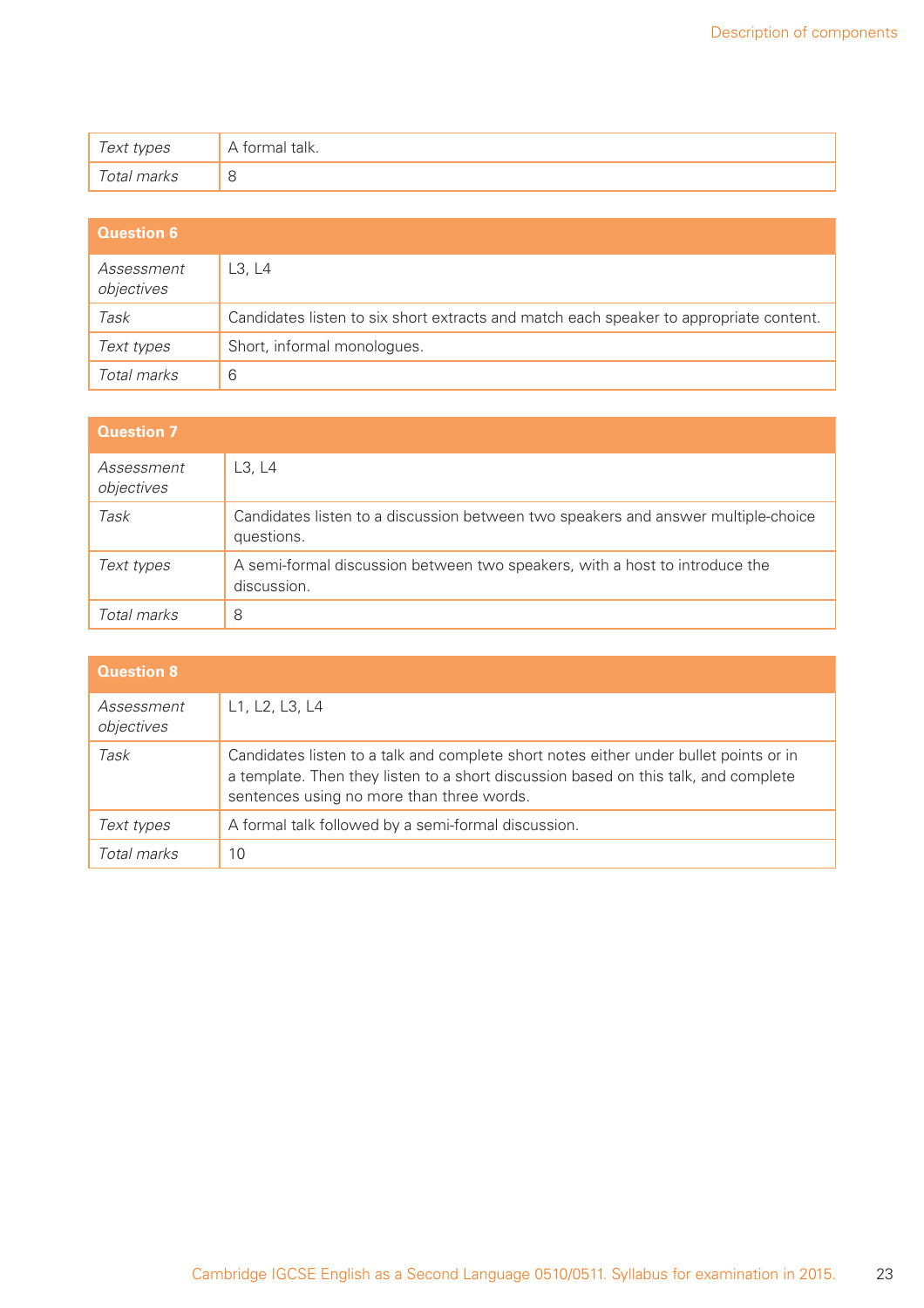| | |
|---|---|
| *Text types* | A formal talk. |
| *Total marks* | 8 |

| **Question 6** | |
|---|---|
| *Assessment objectives* | L3, L4 |
| *Task* | Candidates listen to six short extracts and match each speaker to appropriate content. |
| *Text types* | Short, informal monologues. |
| *Total marks* | 6 |

| **Question 7** | |
|---|---|
| *Assessment objectives* | L3, L4 |
| *Task* | Candidates listen to a discussion between two speakers and answer multiple-choice questions. |
| *Text types* | A semi-formal discussion between two speakers, with a host to introduce the discussion. |
| *Total marks* | 8 |

| **Question 8** | |
|---|---|
| *Assessment objectives* | L1, L2, L3, L4 |
| *Task* | Candidates listen to a talk and complete short notes either under bullet points or in a template. Then they listen to a short discussion based on this talk, and complete sentences using no more than three words. |
| *Text types* | A formal talk followed by a semi-formal discussion. |
| *Total marks* | 10 |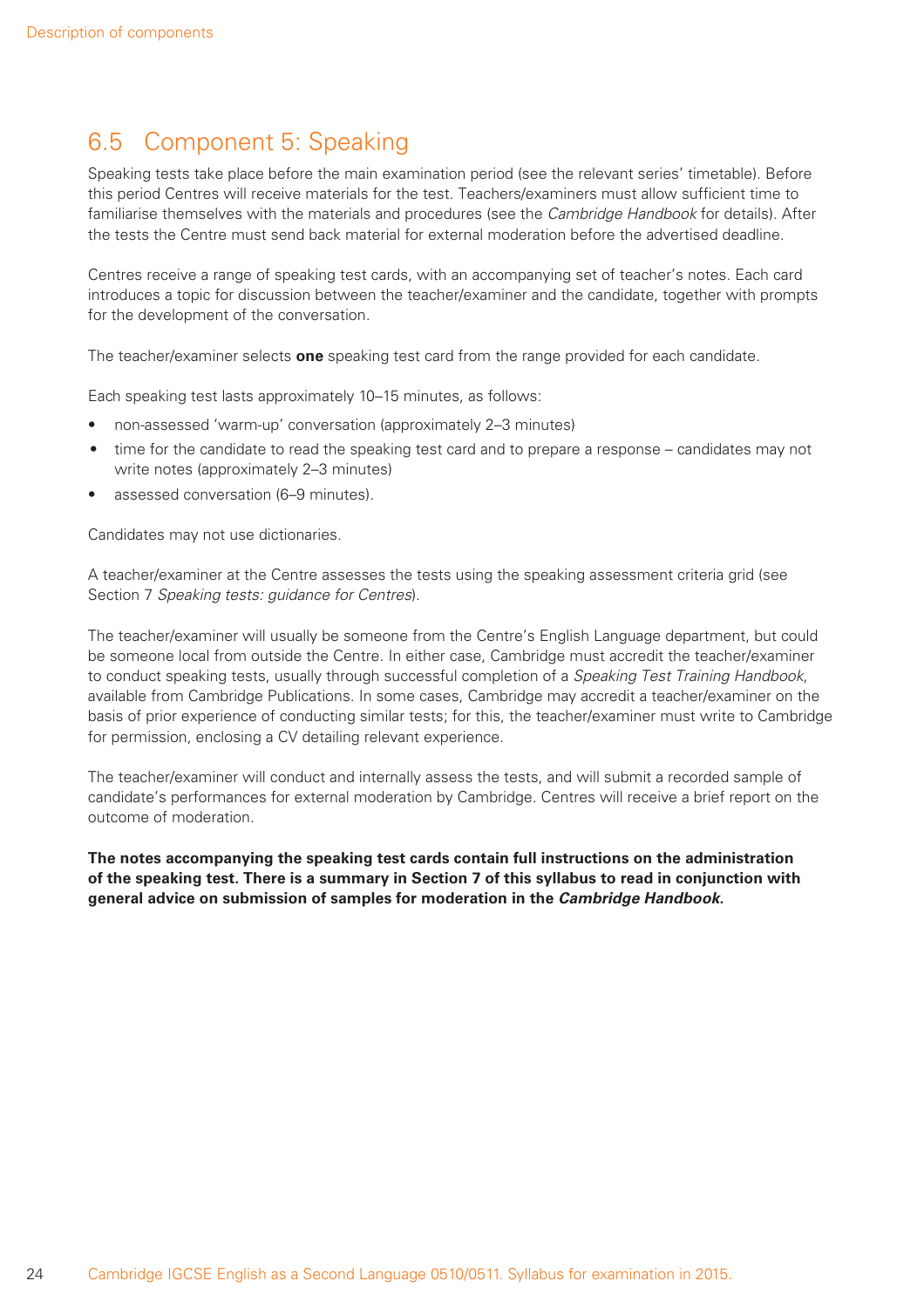## 6.5 Component 5: Speaking

Speaking tests take place before the main examination period (see the relevant series' timetable). Before this period Centres will receive materials for the test. Teachers/examiners must allow sufficient time to familiarise themselves with the materials and procedures (see the *Cambridge Handbook* for details). After the tests the Centre must send back material for external moderation before the advertised deadline.

Centres receive a range of speaking test cards, with an accompanying set of teacher's notes. Each card introduces a topic for discussion between the teacher/examiner and the candidate, together with prompts for the development of the conversation.

The teacher/examiner selects **one** speaking test card from the range provided for each candidate.

Each speaking test lasts approximately 10–15 minutes, as follows:

- non-assessed 'warm-up' conversation (approximately 2–3 minutes)
- time for the candidate to read the speaking test card and to prepare a response – candidates may not write notes (approximately 2–3 minutes)
- assessed conversation (6–9 minutes).

Candidates may not use dictionaries.

A teacher/examiner at the Centre assesses the tests using the speaking assessment criteria grid (see Section 7 *Speaking tests: guidance for Centres*).

The teacher/examiner will usually be someone from the Centre's English Language department, but could be someone local from outside the Centre. In either case, Cambridge must accredit the teacher/examiner to conduct speaking tests, usually through successful completion of a *Speaking Test Training Handbook*, available from Cambridge Publications. In some cases, Cambridge may accredit a teacher/examiner on the basis of prior experience of conducting similar tests; for this, the teacher/examiner must write to Cambridge for permission, enclosing a CV detailing relevant experience.

The teacher/examiner will conduct and internally assess the tests, and will submit a recorded sample of candidate's performances for external moderation by Cambridge. Centres will receive a brief report on the outcome of moderation.

**The notes accompanying the speaking test cards contain full instructions on the administration of the speaking test. There is a summary in Section 7 of this syllabus to read in conjunction with general advice on submission of samples for moderation in the *Cambridge Handbook*.**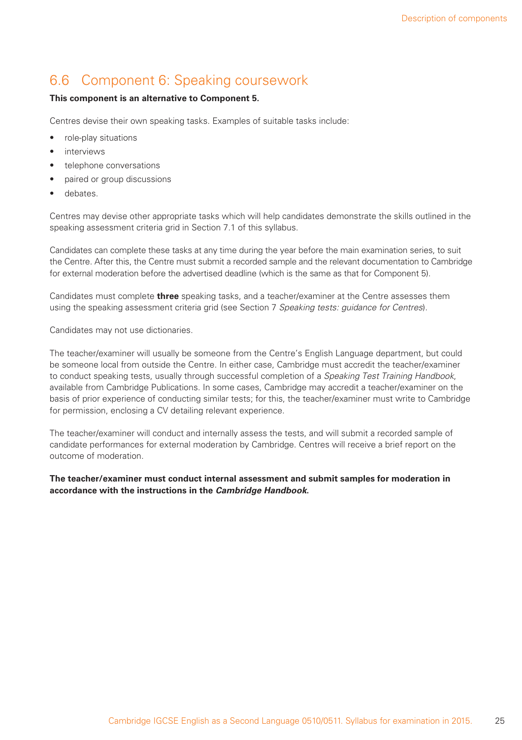## 6.6 Component 6: Speaking coursework

**This component is an alternative to Component 5.**

Centres devise their own speaking tasks. Examples of suitable tasks include:

- role-play situations
- interviews
- telephone conversations
- paired or group discussions
- debates.

Centres may devise other appropriate tasks which will help candidates demonstrate the skills outlined in the speaking assessment criteria grid in Section 7.1 of this syllabus.

Candidates can complete these tasks at any time during the year before the main examination series, to suit the Centre. After this, the Centre must submit a recorded sample and the relevant documentation to Cambridge for external moderation before the advertised deadline (which is the same as that for Component 5).

Candidates must complete **three** speaking tasks, and a teacher/examiner at the Centre assesses them using the speaking assessment criteria grid (see Section 7 *Speaking tests: guidance for Centres*).

Candidates may not use dictionaries.

The teacher/examiner will usually be someone from the Centre's English Language department, but could be someone local from outside the Centre. In either case, Cambridge must accredit the teacher/examiner to conduct speaking tests, usually through successful completion of a *Speaking Test Training Handbook*, available from Cambridge Publications. In some cases, Cambridge may accredit a teacher/examiner on the basis of prior experience of conducting similar tests; for this, the teacher/examiner must write to Cambridge for permission, enclosing a CV detailing relevant experience.

The teacher/examiner will conduct and internally assess the tests, and will submit a recorded sample of candidate performances for external moderation by Cambridge. Centres will receive a brief report on the outcome of moderation.

**The teacher/examiner must conduct internal assessment and submit samples for moderation in accordance with the instructions in the *Cambridge Handbook*.**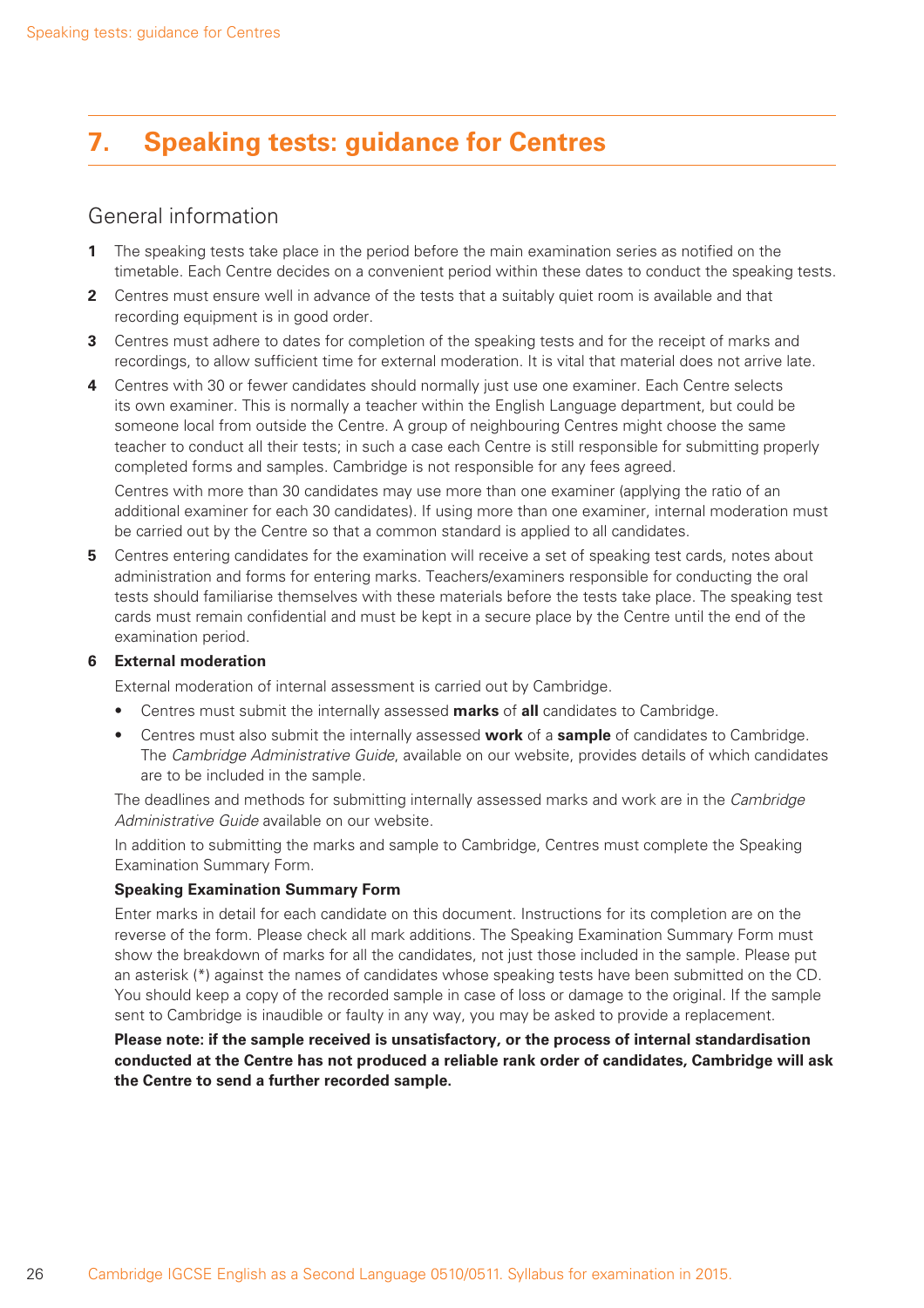# 7. Speaking tests: guidance for Centres

## General information

**1** The speaking tests take place in the period before the main examination series as notified on the timetable. Each Centre decides on a convenient period within these dates to conduct the speaking tests.

**2** Centres must ensure well in advance of the tests that a suitably quiet room is available and that recording equipment is in good order.

**3** Centres must adhere to dates for completion of the speaking tests and for the receipt of marks and recordings, to allow sufficient time for external moderation. It is vital that material does not arrive late.

**4** Centres with 30 or fewer candidates should normally just use one examiner. Each Centre selects its own examiner. This is normally a teacher within the English Language department, but could be someone local from outside the Centre. A group of neighbouring Centres might choose the same teacher to conduct all their tests; in such a case each Centre is still responsible for submitting properly completed forms and samples. Cambridge is not responsible for any fees agreed.

Centres with more than 30 candidates may use more than one examiner (applying the ratio of an additional examiner for each 30 candidates). If using more than one examiner, internal moderation must be carried out by the Centre so that a common standard is applied to all candidates.

**5** Centres entering candidates for the examination will receive a set of speaking test cards, notes about administration and forms for entering marks. Teachers/examiners responsible for conducting the oral tests should familiarise themselves with these materials before the tests take place. The speaking test cards must remain confidential and must be kept in a secure place by the Centre until the end of the examination period.

**6** **External moderation**

External moderation of internal assessment is carried out by Cambridge.

- Centres must submit the internally assessed **marks** of **all** candidates to Cambridge.
- Centres must also submit the internally assessed **work** of a **sample** of candidates to Cambridge. The *Cambridge Administrative Guide*, available on our website, provides details of which candidates are to be included in the sample.

The deadlines and methods for submitting internally assessed marks and work are in the *Cambridge Administrative Guide* available on our website.

In addition to submitting the marks and sample to Cambridge, Centres must complete the Speaking Examination Summary Form.

**Speaking Examination Summary Form**

Enter marks in detail for each candidate on this document. Instructions for its completion are on the reverse of the form. Please check all mark additions. The Speaking Examination Summary Form must show the breakdown of marks for all the candidates, not just those included in the sample. Please put an asterisk (*) against the names of candidates whose speaking tests have been submitted on the CD. You should keep a copy of the recorded sample in case of loss or damage to the original. If the sample sent to Cambridge is inaudible or faulty in any way, you may be asked to provide a replacement.

**Please note: if the sample received is unsatisfactory, or the process of internal standardisation conducted at the Centre has not produced a reliable rank order of candidates, Cambridge will ask the Centre to send a further recorded sample.**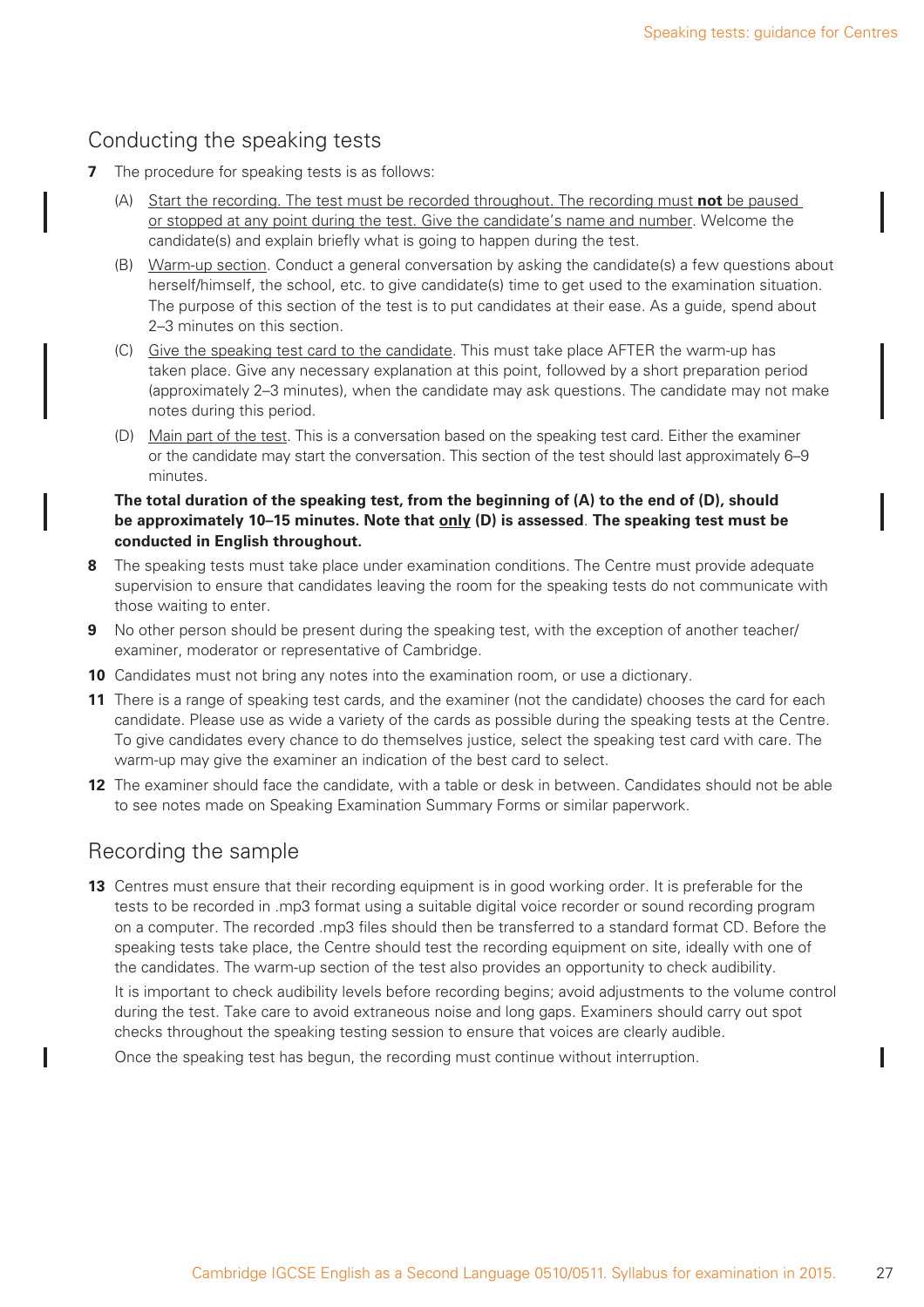## Conducting the speaking tests

**7** The procedure for speaking tests is as follows:

(A) <u>Start the recording. The test must be recorded throughout. The recording must **not** be paused or stopped at any point during the test. Give the candidate's name and number</u>. Welcome the candidate(s) and explain briefly what is going to happen during the test.

(B) <u>Warm-up section</u>. Conduct a general conversation by asking the candidate(s) a few questions about herself/himself, the school, etc. to give candidate(s) time to get used to the examination situation. The purpose of this section of the test is to put candidates at their ease. As a guide, spend about 2–3 minutes on this section.

(C) <u>Give the speaking test card to the candidate</u>. This must take place AFTER the warm-up has taken place. Give any necessary explanation at this point, followed by a short preparation period (approximately 2–3 minutes), when the candidate may ask questions. The candidate may not make notes during this period.

(D) <u>Main part of the test</u>. This is a conversation based on the speaking test card. Either the examiner or the candidate may start the conversation. This section of the test should last approximately 6–9 minutes.

**The total duration of the speaking test, from the beginning of (A) to the end of (D), should be approximately 10–15 minutes. Note that <u>only</u> (D) is assessed**. **The speaking test must be conducted in English throughout.**

**8** The speaking tests must take place under examination conditions. The Centre must provide adequate supervision to ensure that candidates leaving the room for the speaking tests do not communicate with those waiting to enter.

**9** No other person should be present during the speaking test, with the exception of another teacher/examiner, moderator or representative of Cambridge.

**10** Candidates must not bring any notes into the examination room, or use a dictionary.

**11** There is a range of speaking test cards, and the examiner (not the candidate) chooses the card for each candidate. Please use as wide a variety of the cards as possible during the speaking tests at the Centre. To give candidates every chance to do themselves justice, select the speaking test card with care. The warm-up may give the examiner an indication of the best card to select.

**12** The examiner should face the candidate, with a table or desk in between. Candidates should not be able to see notes made on Speaking Examination Summary Forms or similar paperwork.

## Recording the sample

**13** Centres must ensure that their recording equipment is in good working order. It is preferable for the tests to be recorded in .mp3 format using a suitable digital voice recorder or sound recording program on a computer. The recorded .mp3 files should then be transferred to a standard format CD. Before the speaking tests take place, the Centre should test the recording equipment on site, ideally with one of the candidates. The warm-up section of the test also provides an opportunity to check audibility.

It is important to check audibility levels before recording begins; avoid adjustments to the volume control during the test. Take care to avoid extraneous noise and long gaps. Examiners should carry out spot checks throughout the speaking testing session to ensure that voices are clearly audible.

Once the speaking test has begun, the recording must continue without interruption.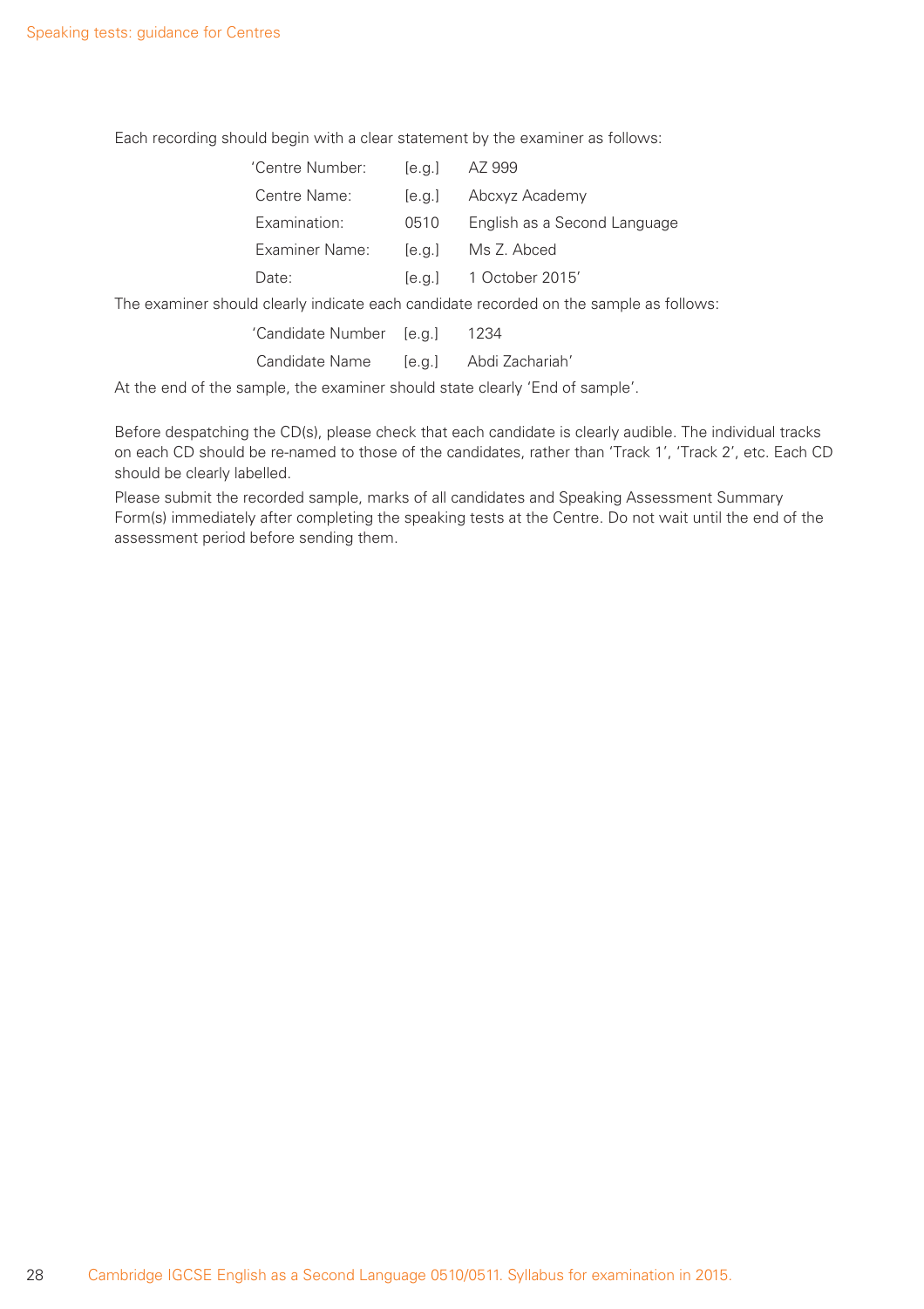Each recording should begin with a clear statement by the examiner as follows:

| | | |
|---|---|---|
| 'Centre Number: | [e.g.] | AZ 999 |
| Centre Name: | [e.g.] | Abcxyz Academy |
| Examination: | 0510 | English as a Second Language |
| Examiner Name: | [e.g.] | Ms Z. Abced |
| Date: | [e.g.] | 1 October 2015' |

The examiner should clearly indicate each candidate recorded on the sample as follows:

| | | |
|---|---|---|
| 'Candidate Number | [e.g.] | 1234 |
| Candidate Name | [e.g.] | Abdi Zachariah' |

At the end of the sample, the examiner should state clearly 'End of sample'.

Before despatching the CD(s), please check that each candidate is clearly audible. The individual tracks on each CD should be re-named to those of the candidates, rather than 'Track 1', 'Track 2', etc. Each CD should be clearly labelled.

Please submit the recorded sample, marks of all candidates and Speaking Assessment Summary Form(s) immediately after completing the speaking tests at the Centre. Do not wait until the end of the assessment period before sending them.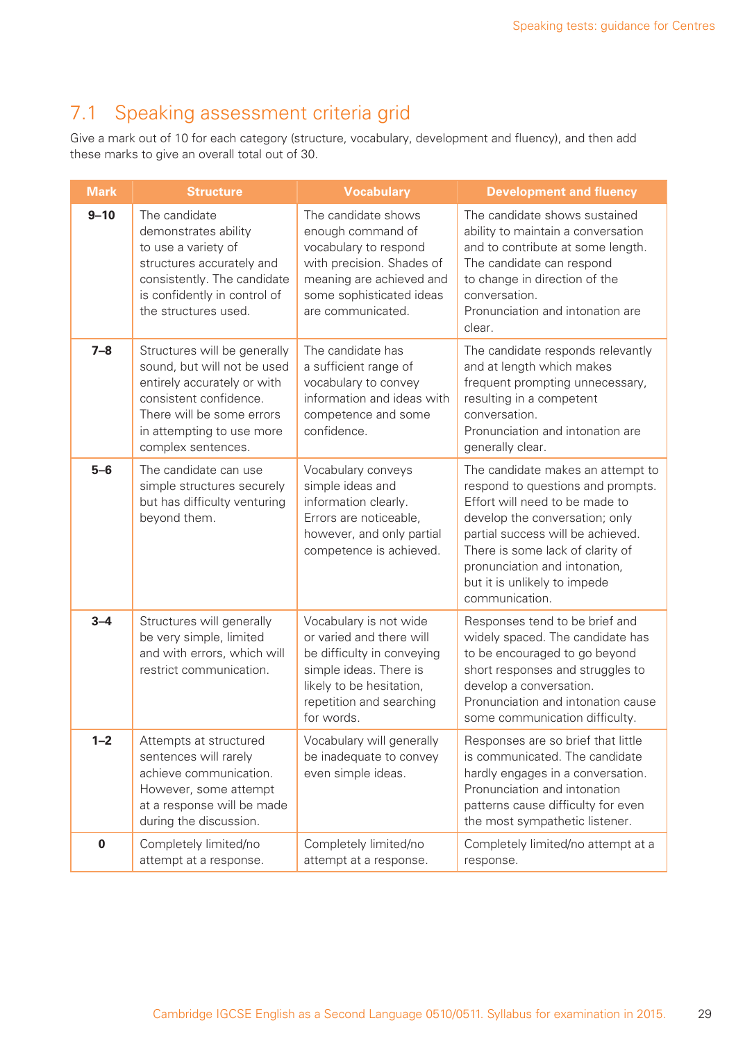## 7.1 Speaking assessment criteria grid

Give a mark out of 10 for each category (structure, vocabulary, development and fluency), and then add these marks to give an overall total out of 30.

| Mark | Structure | Vocabulary | Development and fluency |
|---|---|---|---|
| **9–10** | The candidate demonstrates ability to use a variety of structures accurately and consistently. The candidate is confidently in control of the structures used. | The candidate shows enough command of vocabulary to respond with precision. Shades of meaning are achieved and some sophisticated ideas are communicated. | The candidate shows sustained ability to maintain a conversation and to contribute at some length. The candidate can respond to change in direction of the conversation. Pronunciation and intonation are clear. |
| **7–8** | Structures will be generally sound, but will not be used entirely accurately or with consistent confidence. There will be some errors in attempting to use more complex sentences. | The candidate has a sufficient range of vocabulary to convey information and ideas with competence and some confidence. | The candidate responds relevantly and at length which makes frequent prompting unnecessary, resulting in a competent conversation. Pronunciation and intonation are generally clear. |
| **5–6** | The candidate can use simple structures securely but has difficulty venturing beyond them. | Vocabulary conveys simple ideas and information clearly. Errors are noticeable, however, and only partial competence is achieved. | The candidate makes an attempt to respond to questions and prompts. Effort will need to be made to develop the conversation; only partial success will be achieved. There is some lack of clarity of pronunciation and intonation, but it is unlikely to impede communication. |
| **3–4** | Structures will generally be very simple, limited and with errors, which will restrict communication. | Vocabulary is not wide or varied and there will be difficulty in conveying simple ideas. There is likely to be hesitation, repetition and searching for words. | Responses tend to be brief and widely spaced. The candidate has to be encouraged to go beyond short responses and struggles to develop a conversation. Pronunciation and intonation cause some communication difficulty. |
| **1–2** | Attempts at structured sentences will rarely achieve communication. However, some attempt at a response will be made during the discussion. | Vocabulary will generally be inadequate to convey even simple ideas. | Responses are so brief that little is communicated. The candidate hardly engages in a conversation. Pronunciation and intonation patterns cause difficulty for even the most sympathetic listener. |
| **0** | Completely limited/no attempt at a response. | Completely limited/no attempt at a response. | Completely limited/no attempt at a response. |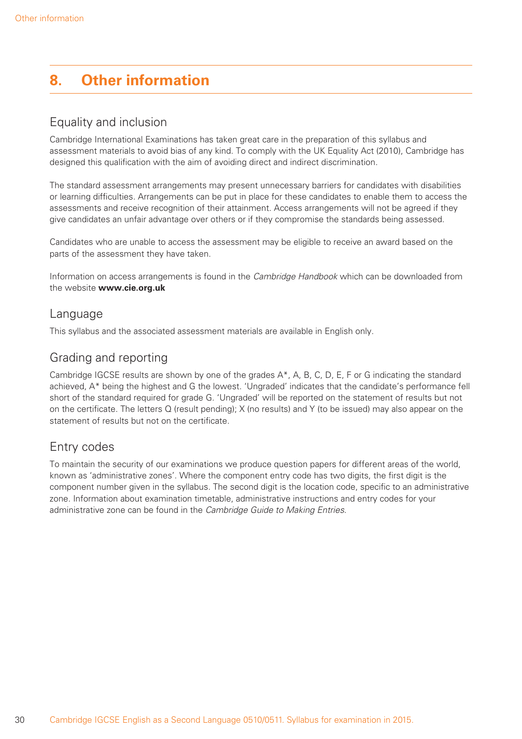# 8. Other information

## Equality and inclusion

Cambridge International Examinations has taken great care in the preparation of this syllabus and assessment materials to avoid bias of any kind. To comply with the UK Equality Act (2010), Cambridge has designed this qualification with the aim of avoiding direct and indirect discrimination.

The standard assessment arrangements may present unnecessary barriers for candidates with disabilities or learning difficulties. Arrangements can be put in place for these candidates to enable them to access the assessments and receive recognition of their attainment. Access arrangements will not be agreed if they give candidates an unfair advantage over others or if they compromise the standards being assessed.

Candidates who are unable to access the assessment may be eligible to receive an award based on the parts of the assessment they have taken.

Information on access arrangements is found in the *Cambridge Handbook* which can be downloaded from the website **www.cie.org.uk**

## Language

This syllabus and the associated assessment materials are available in English only.

## Grading and reporting

Cambridge IGCSE results are shown by one of the grades A*, A, B, C, D, E, F or G indicating the standard achieved, A* being the highest and G the lowest. 'Ungraded' indicates that the candidate's performance fell short of the standard required for grade G. 'Ungraded' will be reported on the statement of results but not on the certificate. The letters Q (result pending); X (no results) and Y (to be issued) may also appear on the statement of results but not on the certificate.

## Entry codes

To maintain the security of our examinations we produce question papers for different areas of the world, known as 'administrative zones'. Where the component entry code has two digits, the first digit is the component number given in the syllabus. The second digit is the location code, specific to an administrative zone. Information about examination timetable, administrative instructions and entry codes for your administrative zone can be found in the *Cambridge Guide to Making Entries*.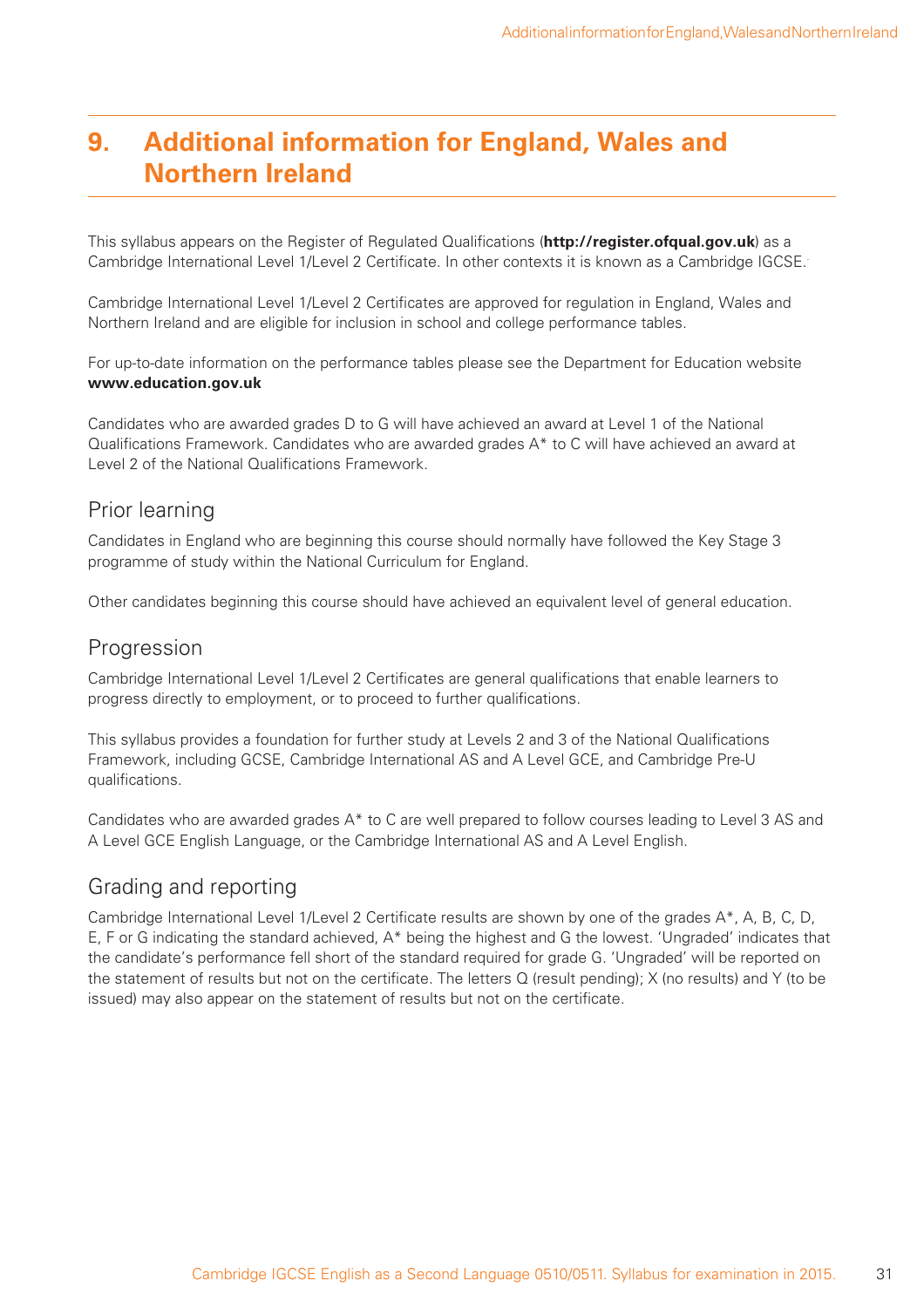# 9. Additional information for England, Wales and Northern Ireland

This syllabus appears on the Register of Regulated Qualifications (**http://register.ofqual.gov.uk**) as a Cambridge International Level 1/Level 2 Certificate. In other contexts it is known as a Cambridge IGCSE.

Cambridge International Level 1/Level 2 Certificates are approved for regulation in England, Wales and Northern Ireland and are eligible for inclusion in school and college performance tables.

For up-to-date information on the performance tables please see the Department for Education website **www.education.gov.uk**

Candidates who are awarded grades D to G will have achieved an award at Level 1 of the National Qualifications Framework. Candidates who are awarded grades A* to C will have achieved an award at Level 2 of the National Qualifications Framework.

## Prior learning

Candidates in England who are beginning this course should normally have followed the Key Stage 3 programme of study within the National Curriculum for England.

Other candidates beginning this course should have achieved an equivalent level of general education.

## Progression

Cambridge International Level 1/Level 2 Certificates are general qualifications that enable learners to progress directly to employment, or to proceed to further qualifications.

This syllabus provides a foundation for further study at Levels 2 and 3 of the National Qualifications Framework, including GCSE, Cambridge International AS and A Level GCE, and Cambridge Pre-U qualifications.

Candidates who are awarded grades A* to C are well prepared to follow courses leading to Level 3 AS and A Level GCE English Language, or the Cambridge International AS and A Level English.

## Grading and reporting

Cambridge International Level 1/Level 2 Certificate results are shown by one of the grades A*, A, B, C, D, E, F or G indicating the standard achieved, A* being the highest and G the lowest. 'Ungraded' indicates that the candidate's performance fell short of the standard required for grade G. 'Ungraded' will be reported on the statement of results but not on the certificate. The letters Q (result pending); X (no results) and Y (to be issued) may also appear on the statement of results but not on the certificate.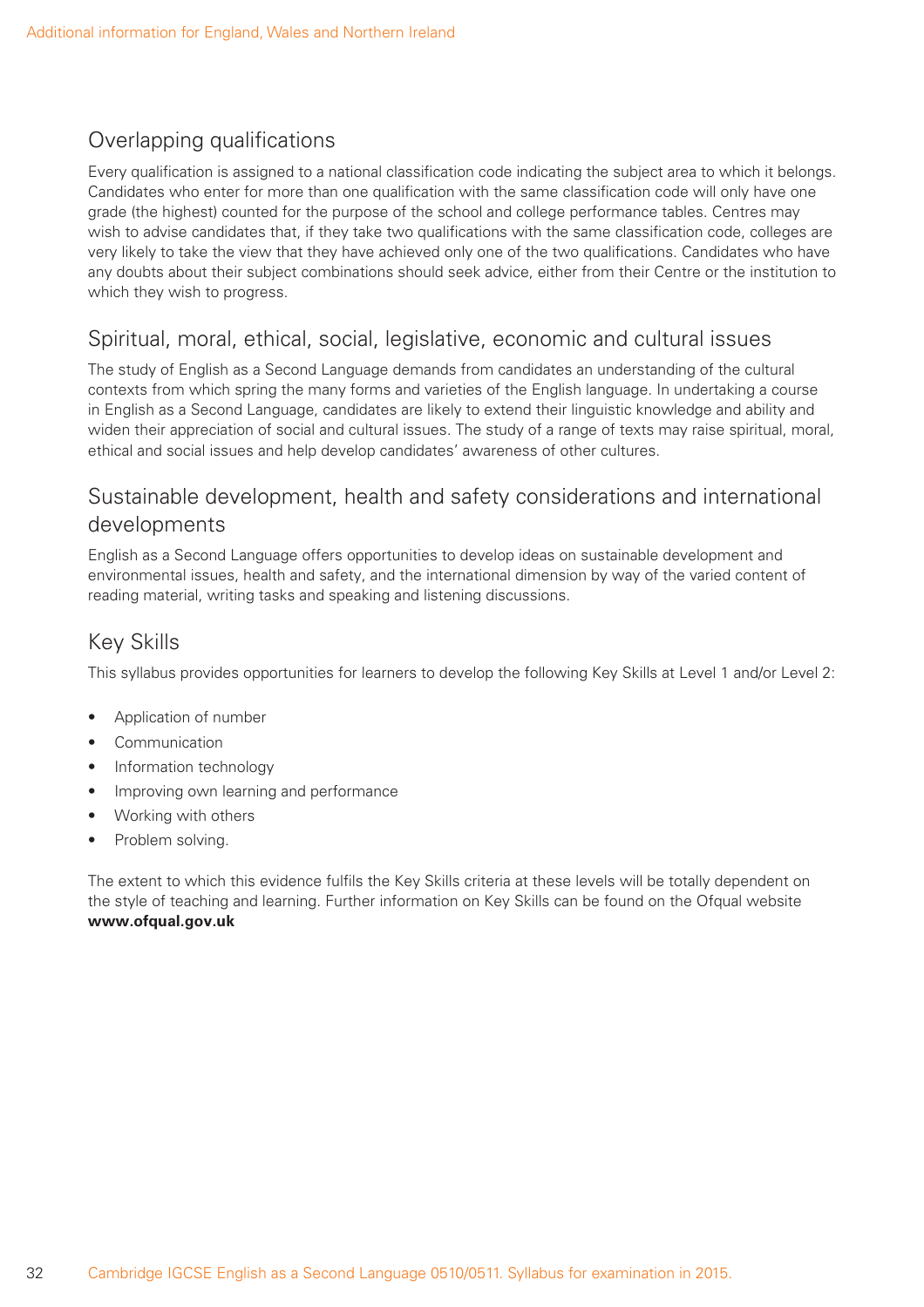## Overlapping qualifications

Every qualification is assigned to a national classification code indicating the subject area to which it belongs. Candidates who enter for more than one qualification with the same classification code will only have one grade (the highest) counted for the purpose of the school and college performance tables. Centres may wish to advise candidates that, if they take two qualifications with the same classification code, colleges are very likely to take the view that they have achieved only one of the two qualifications. Candidates who have any doubts about their subject combinations should seek advice, either from their Centre or the institution to which they wish to progress.

## Spiritual, moral, ethical, social, legislative, economic and cultural issues

The study of English as a Second Language demands from candidates an understanding of the cultural contexts from which spring the many forms and varieties of the English language. In undertaking a course in English as a Second Language, candidates are likely to extend their linguistic knowledge and ability and widen their appreciation of social and cultural issues. The study of a range of texts may raise spiritual, moral, ethical and social issues and help develop candidates' awareness of other cultures.

## Sustainable development, health and safety considerations and international developments

English as a Second Language offers opportunities to develop ideas on sustainable development and environmental issues, health and safety, and the international dimension by way of the varied content of reading material, writing tasks and speaking and listening discussions.

## Key Skills

This syllabus provides opportunities for learners to develop the following Key Skills at Level 1 and/or Level 2:

- Application of number
- Communication
- Information technology
- Improving own learning and performance
- Working with others
- Problem solving.

The extent to which this evidence fulfils the Key Skills criteria at these levels will be totally dependent on the style of teaching and learning. Further information on Key Skills can be found on the Ofqual website **www.ofqual.gov.uk**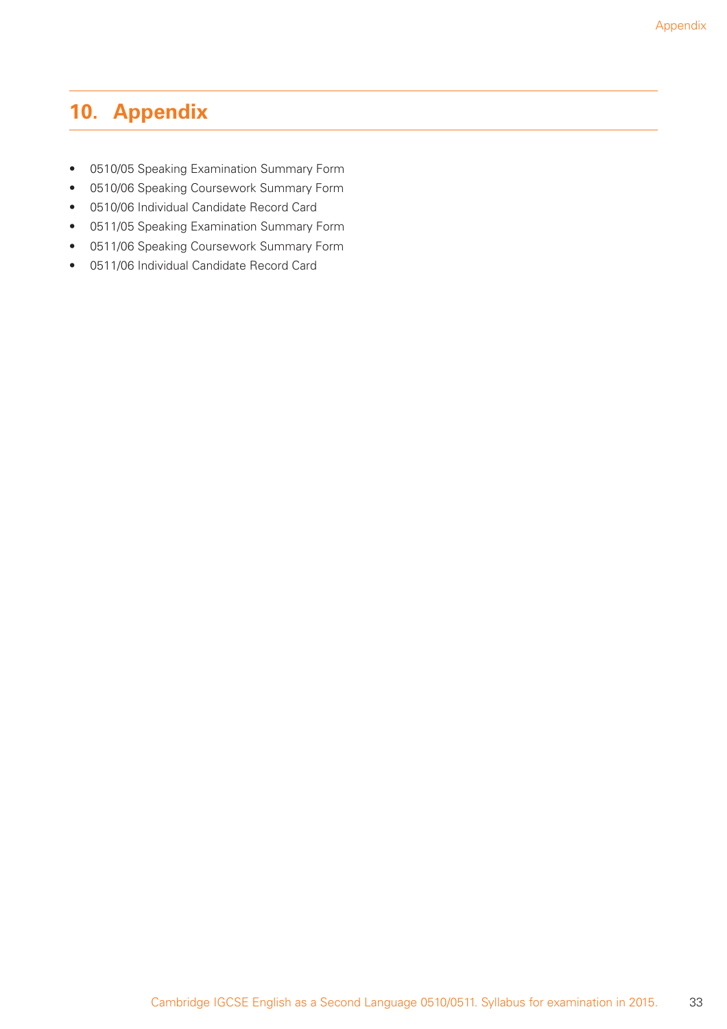# 10. Appendix

- 0510/05 Speaking Examination Summary Form
- 0510/06 Speaking Coursework Summary Form
- 0510/06 Individual Candidate Record Card
- 0511/05 Speaking Examination Summary Form
- 0511/06 Speaking Coursework Summary Form
- 0511/06 Individual Candidate Record Card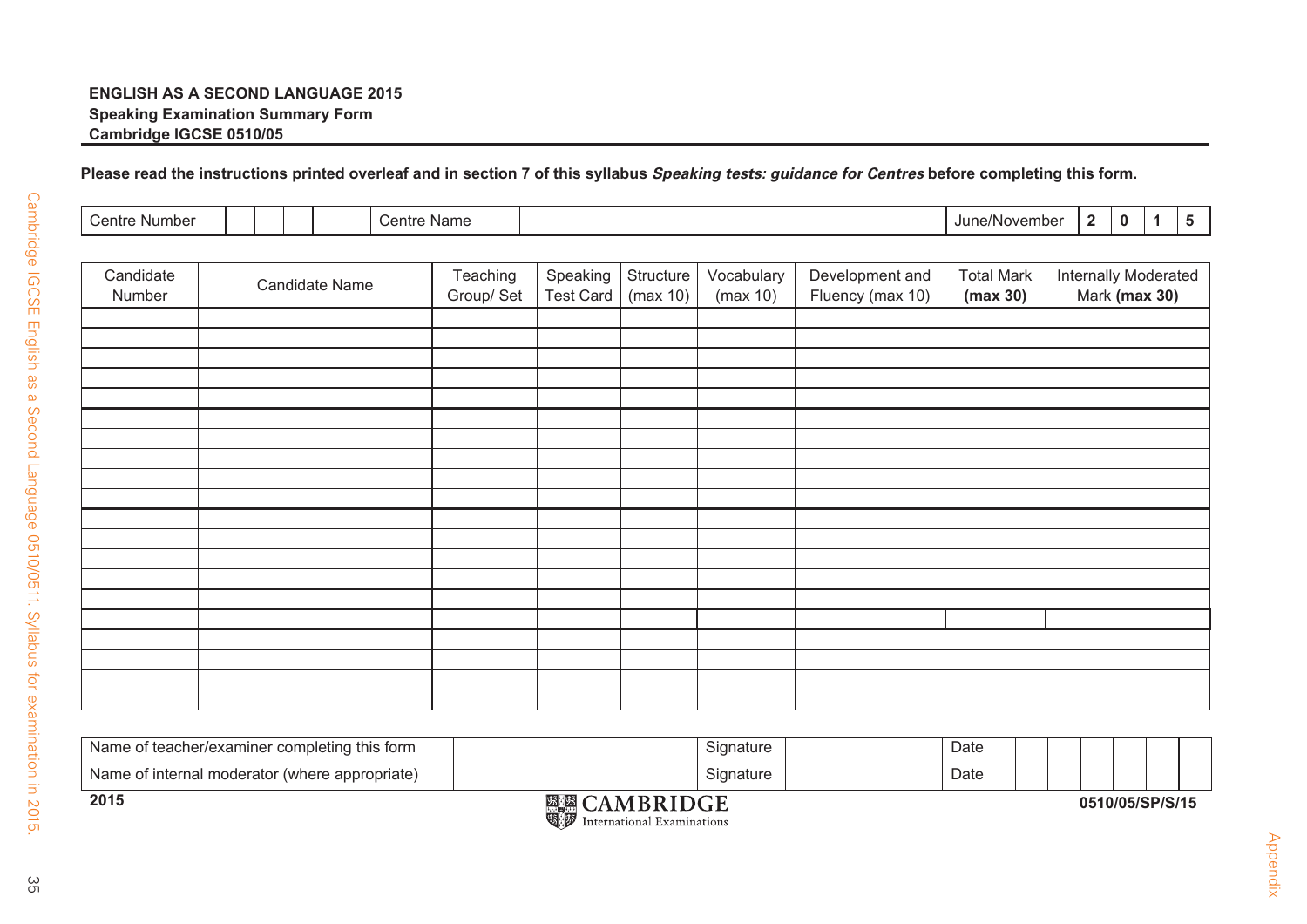**ENGLISH AS A SECOND LANGUAGE 2015**
**Speaking Examination Summary Form**
**Cambridge IGCSE 0510/05**

**Please read the instructions printed overleaf and in section 7 of this syllabus *Speaking tests: guidance for Centres* before completing this form.**

| Centre Number | | | | | | Centre Name | | June/November | 2 | 0 | 1 | 5 |
|---|---|---|---|---|---|---|---|---|---|---|---|---|

| Candidate Number | Candidate Name | Teaching Group/ Set | Speaking Test Card | Structure (max 10) | Vocabulary (max 10) | Development and Fluency (max 10) | Total Mark **(max 30)** | Internally Moderated Mark **(max 30)** |
|---|---|---|---|---|---|---|---|---|
| | | | | | | | | |
| | | | | | | | | |
| | | | | | | | | |
| | | | | | | | | |
| | | | | | | | | |
| | | | | | | | | |
| | | | | | | | | |
| | | | | | | | | |
| | | | | | | | | |
| | | | | | | | | |
| | | | | | | | | |
| | | | | | | | | |
| | | | | | | | | |
| | | | | | | | | |
| | | | | | | | | |
| | | | | | | | | |
| | | | | | | | | |
| | | | | | | | | |
| | | | | | | | | |
| | | | | | | | | |

| Name of teacher/examiner completing this form | | Signature | | Date | | | | | | |
|---|---|---|---|---|---|---|---|---|---|---|
| Name of internal moderator (where appropriate) | | Signature | | Date | | | | | | |

**2015**

CAMBRIDGE International Examinations

**0510/05/SP/S/15**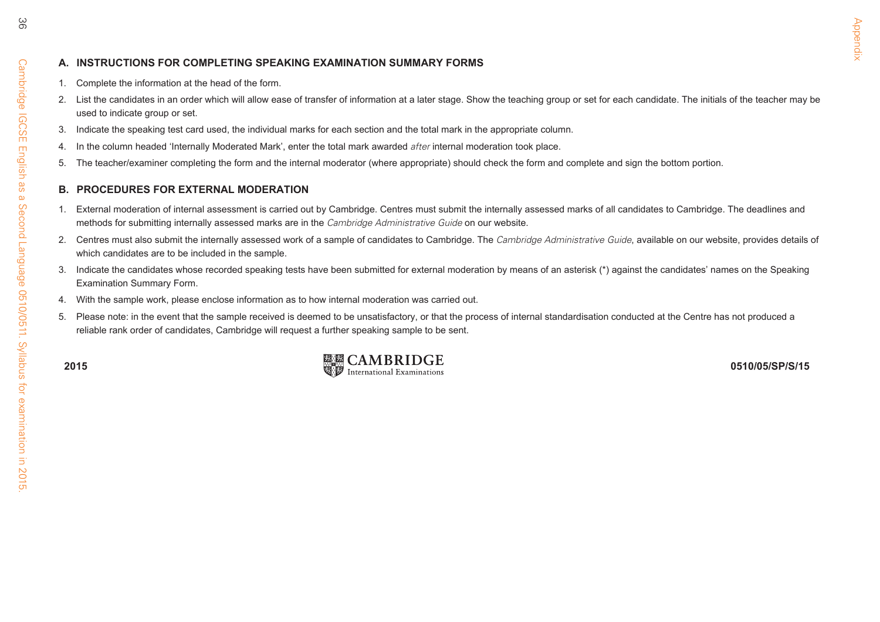## A. INSTRUCTIONS FOR COMPLETING SPEAKING EXAMINATION SUMMARY FORMS

1. Complete the information at the head of the form.
2. List the candidates in an order which will allow ease of transfer of information at a later stage. Show the teaching group or set for each candidate. The initials of the teacher may be used to indicate group or set.
3. Indicate the speaking test card used, the individual marks for each section and the total mark in the appropriate column.
4. In the column headed 'Internally Moderated Mark', enter the total mark awarded *after* internal moderation took place.
5. The teacher/examiner completing the form and the internal moderator (where appropriate) should check the form and complete and sign the bottom portion.

## B. PROCEDURES FOR EXTERNAL MODERATION

1. External moderation of internal assessment is carried out by Cambridge. Centres must submit the internally assessed marks of all candidates to Cambridge. The deadlines and methods for submitting internally assessed marks are in the *Cambridge Administrative Guide* on our website.
2. Centres must also submit the internally assessed work of a sample of candidates to Cambridge. The *Cambridge Administrative Guide*, available on our website, provides details of which candidates are to be included in the sample.
3. Indicate the candidates whose recorded speaking tests have been submitted for external moderation by means of an asterisk (*) against the candidates' names on the Speaking Examination Summary Form.
4. With the sample work, please enclose information as to how internal moderation was carried out.
5. Please note: in the event that the sample received is deemed to be unsatisfactory, or that the process of internal standardisation conducted at the Centre has not produced a reliable rank order of candidates, Cambridge will request a further speaking sample to be sent.

2015 CAMBRIDGE International Examinations 0510/05/SP/S/15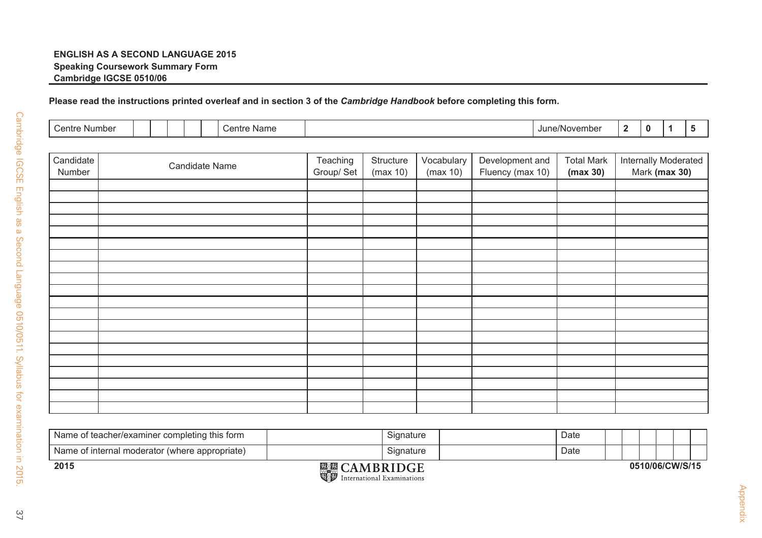**ENGLISH AS A SECOND LANGUAGE 2015**
**Speaking Coursework Summary Form**
**Cambridge IGCSE 0510/06**

**Please read the instructions printed overleaf and in section 3 of the *Cambridge Handbook* before completing this form.**

| Centre Number | | | | | | Centre Name | | June/November | 2 | 0 | 1 | 5 |
|---|---|---|---|---|---|---|---|---|---|---|---|---|

| Candidate Number | Candidate Name | Teaching Group/ Set | Structure (max 10) | Vocabulary (max 10) | Development and Fluency (max 10) | Total Mark **(max 30)** | Internally Moderated Mark **(max 30)** |
|---|---|---|---|---|---|---|---|
| | | | | | | | |
| | | | | | | | |
| | | | | | | | |
| | | | | | | | |
| | | | | | | | |
| | | | | | | | |
| | | | | | | | |
| | | | | | | | |
| | | | | | | | |
| | | | | | | | |
| | | | | | | | |
| | | | | | | | |
| | | | | | | | |
| | | | | | | | |
| | | | | | | | |
| | | | | | | | |
| | | | | | | | |
| | | | | | | | |
| | | | | | | | |
| | | | | | | | |

| Name of teacher/examiner completing this form | | Signature | | Date | | | | | | |
|---|---|---|---|---|---|---|---|---|---|---|
| Name of internal moderator (where appropriate) | | Signature | | Date | | | | | | |

**2015** CAMBRIDGE International Examinations **0510/06/CW/S/15**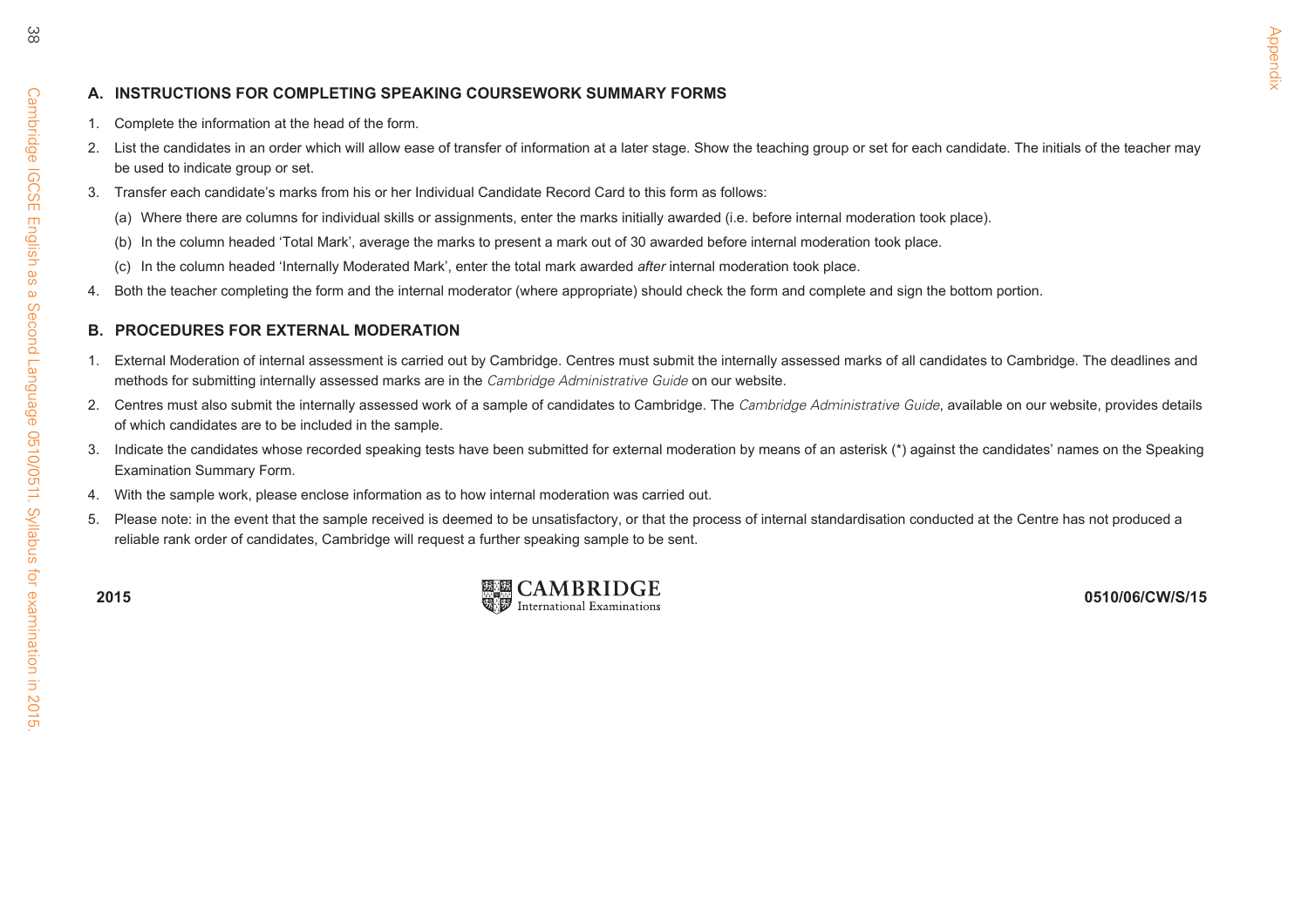## A. INSTRUCTIONS FOR COMPLETING SPEAKING COURSEWORK SUMMARY FORMS

1. Complete the information at the head of the form.
2. List the candidates in an order which will allow ease of transfer of information at a later stage. Show the teaching group or set for each candidate. The initials of the teacher may be used to indicate group or set.
3. Transfer each candidate's marks from his or her Individual Candidate Record Card to this form as follows:
   (a) Where there are columns for individual skills or assignments, enter the marks initially awarded (i.e. before internal moderation took place).
   (b) In the column headed 'Total Mark', average the marks to present a mark out of 30 awarded before internal moderation took place.
   (c) In the column headed 'Internally Moderated Mark', enter the total mark awarded *after* internal moderation took place.
4. Both the teacher completing the form and the internal moderator (where appropriate) should check the form and complete and sign the bottom portion.

## B. PROCEDURES FOR EXTERNAL MODERATION

1. External Moderation of internal assessment is carried out by Cambridge. Centres must submit the internally assessed marks of all candidates to Cambridge. The deadlines and methods for submitting internally assessed marks are in the *Cambridge Administrative Guide* on our website.
2. Centres must also submit the internally assessed work of a sample of candidates to Cambridge. The *Cambridge Administrative Guide*, available on our website, provides details of which candidates are to be included in the sample.
3. Indicate the candidates whose recorded speaking tests have been submitted for external moderation by means of an asterisk (*) against the candidates' names on the Speaking Examination Summary Form.
4. With the sample work, please enclose information as to how internal moderation was carried out.
5. Please note: in the event that the sample received is deemed to be unsatisfactory, or that the process of internal standardisation conducted at the Centre has not produced a reliable rank order of candidates, Cambridge will request a further speaking sample to be sent.

2015 CAMBRIDGE International Examinations 0510/06/CW/S/15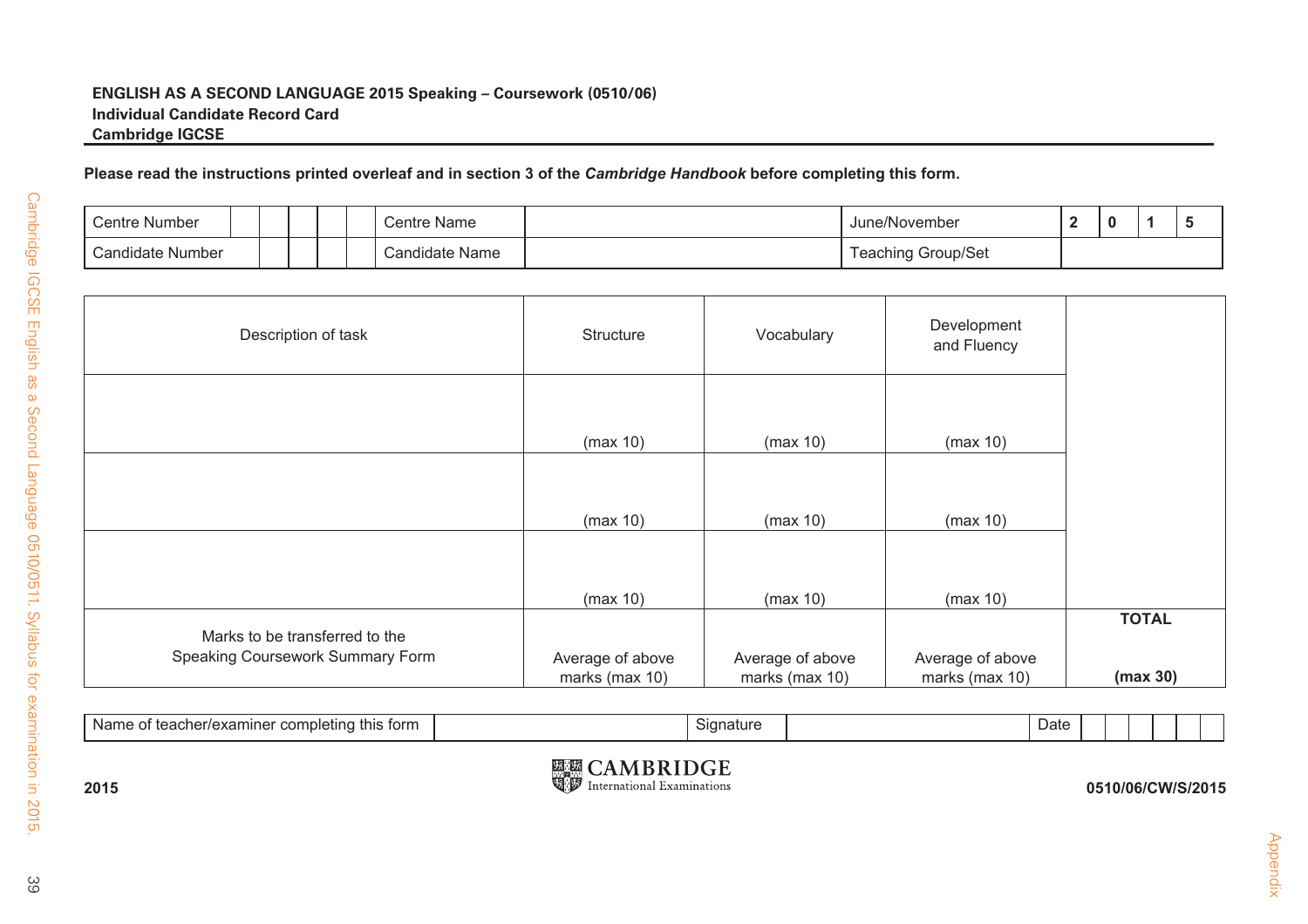**ENGLISH AS A SECOND LANGUAGE 2015 Speaking – Coursework (0510/06)**
**Individual Candidate Record Card**
**Cambridge IGCSE**

**Please read the instructions printed overleaf and in section 3 of the *Cambridge Handbook* before completing this form.**

| Centre Number | | | | | Centre Name | | June/November | 2 | 0 | 1 | 5 |
|---|---|---|---|---|---|---|---|---|---|---|---|
| Candidate Number | | | | | Candidate Name | | Teaching Group/Set | | | | |

| Description of task | Structure | Vocabulary | Development and Fluency | |
|---|---|---|---|---|
| | (max 10) | (max 10) | (max 10) | |
| | (max 10) | (max 10) | (max 10) | |
| | (max 10) | (max 10) | (max 10) | |
| Marks to be transferred to the Speaking Coursework Summary Form | Average of above marks (max 10) | Average of above marks (max 10) | Average of above marks (max 10) | **TOTAL** **(max 30)** |

| Name of teacher/examiner completing this form | | Signature | | Date | | | | | | |
|---|---|---|---|---|---|---|---|---|---|---|

2015

CAMBRIDGE International Examinations

0510/06/CW/S/2015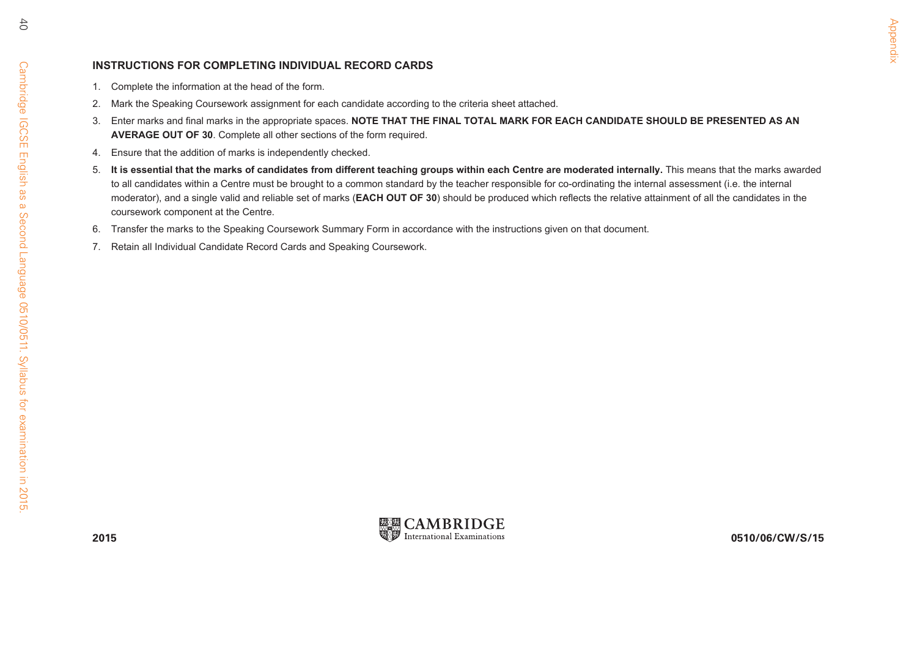## INSTRUCTIONS FOR COMPLETING INDIVIDUAL RECORD CARDS

1. Complete the information at the head of the form.
2. Mark the Speaking Coursework assignment for each candidate according to the criteria sheet attached.
3. Enter marks and final marks in the appropriate spaces. **NOTE THAT THE FINAL TOTAL MARK FOR EACH CANDIDATE SHOULD BE PRESENTED AS AN AVERAGE OUT OF 30**. Complete all other sections of the form required.
4. Ensure that the addition of marks is independently checked.
5. **It is essential that the marks of candidates from different teaching groups within each Centre are moderated internally.** This means that the marks awarded to all candidates within a Centre must be brought to a common standard by the teacher responsible for co-ordinating the internal assessment (i.e. the internal moderator), and a single valid and reliable set of marks (**EACH OUT OF 30**) should be produced which reflects the relative attainment of all the candidates in the coursework component at the Centre.
6. Transfer the marks to the Speaking Coursework Summary Form in accordance with the instructions given on that document.
7. Retain all Individual Candidate Record Cards and Speaking Coursework.

**2015** CAMBRIDGE International Examinations **0510/06/CW/S/15**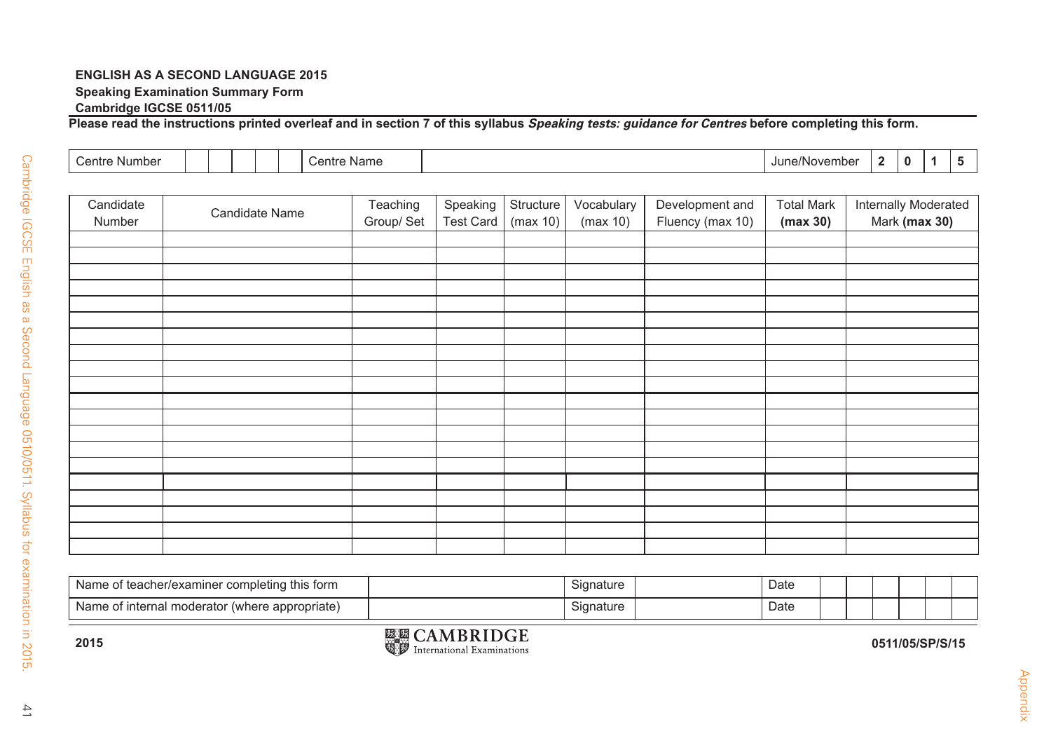**ENGLISH AS A SECOND LANGUAGE 2015**
**Speaking Examination Summary Form**
**Cambridge IGCSE 0511/05**

**Please read the instructions printed overleaf and in section 7 of this syllabus *Speaking tests: guidance for Centres* before completing this form.**

| Centre Number | | | | | | Centre Name | | June/November | 2 | 0 | 1 | 5 |
|---|---|---|---|---|---|---|---|---|---|---|---|---|

| Candidate Number | Candidate Name | Teaching Group/ Set | Speaking Test Card | Structure (max 10) | Vocabulary (max 10) | Development and Fluency (max 10) | Total Mark **(max 30)** | Internally Moderated Mark **(max 30)** |
|---|---|---|---|---|---|---|---|---|
| | | | | | | | | |
| | | | | | | | | |
| | | | | | | | | |
| | | | | | | | | |
| | | | | | | | | |
| | | | | | | | | |
| | | | | | | | | |
| | | | | | | | | |
| | | | | | | | | |
| | | | | | | | | |
| | | | | | | | | |
| | | | | | | | | |
| | | | | | | | | |
| | | | | | | | | |
| | | | | | | | | |
| | | | | | | | | |
| | | | | | | | | |
| | | | | | | | | |
| | | | | | | | | |
| | | | | | | | | |

| Name of teacher/examiner completing this form | | Signature | | Date | | | | | | |
|---|---|---|---|---|---|---|---|---|---|---|
| Name of internal moderator (where appropriate) | | Signature | | Date | | | | | | |

2015

CAMBRIDGE International Examinations

0511/05/SP/S/15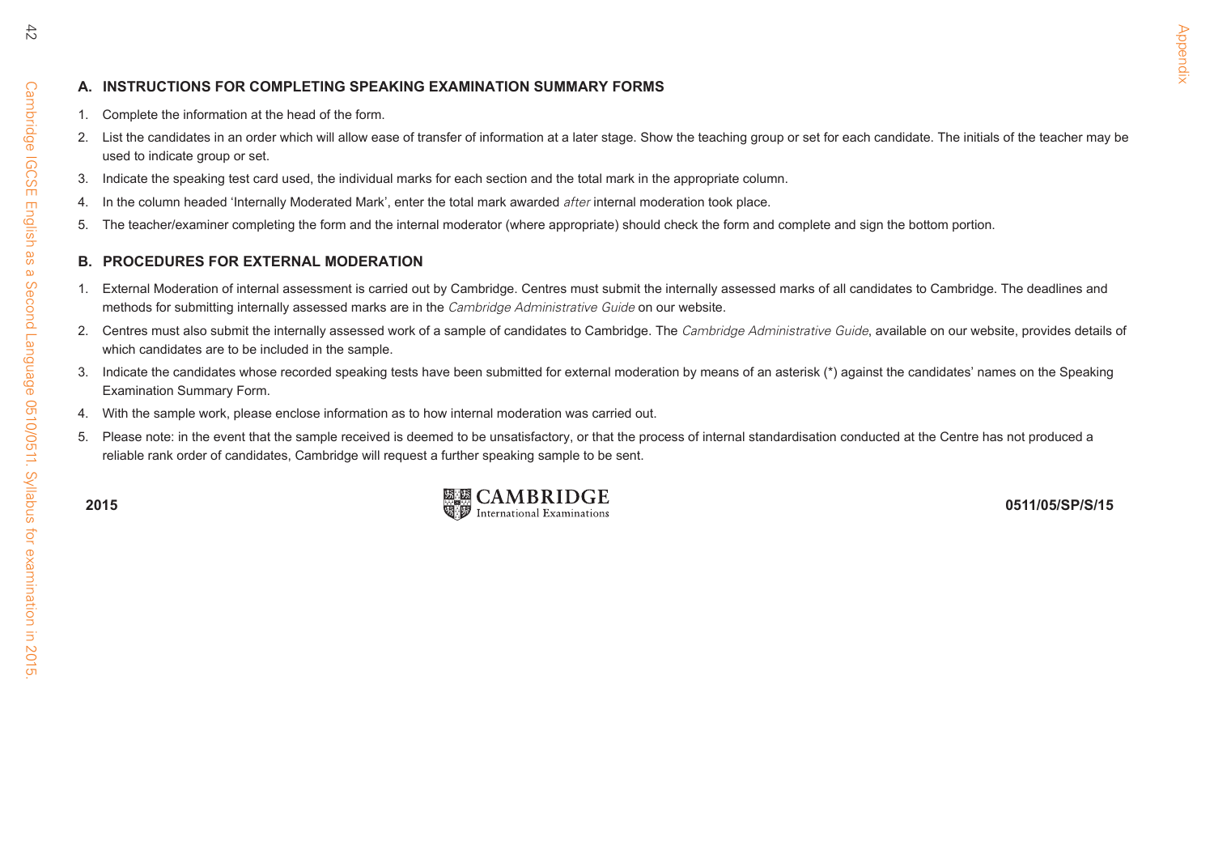## A. INSTRUCTIONS FOR COMPLETING SPEAKING EXAMINATION SUMMARY FORMS

1. Complete the information at the head of the form.
2. List the candidates in an order which will allow ease of transfer of information at a later stage. Show the teaching group or set for each candidate. The initials of the teacher may be used to indicate group or set.
3. Indicate the speaking test card used, the individual marks for each section and the total mark in the appropriate column.
4. In the column headed 'Internally Moderated Mark', enter the total mark awarded *after* internal moderation took place.
5. The teacher/examiner completing the form and the internal moderator (where appropriate) should check the form and complete and sign the bottom portion.

## B. PROCEDURES FOR EXTERNAL MODERATION

1. External Moderation of internal assessment is carried out by Cambridge. Centres must submit the internally assessed marks of all candidates to Cambridge. The deadlines and methods for submitting internally assessed marks are in the *Cambridge Administrative Guide* on our website.
2. Centres must also submit the internally assessed work of a sample of candidates to Cambridge. The *Cambridge Administrative Guide*, available on our website, provides details of which candidates are to be included in the sample.
3. Indicate the candidates whose recorded speaking tests have been submitted for external moderation by means of an asterisk (*) against the candidates' names on the Speaking Examination Summary Form.
4. With the sample work, please enclose information as to how internal moderation was carried out.
5. Please note: in the event that the sample received is deemed to be unsatisfactory, or that the process of internal standardisation conducted at the Centre has not produced a reliable rank order of candidates, Cambridge will request a further speaking sample to be sent.

**2015** CAMBRIDGE International Examinations **0511/05/SP/S/15**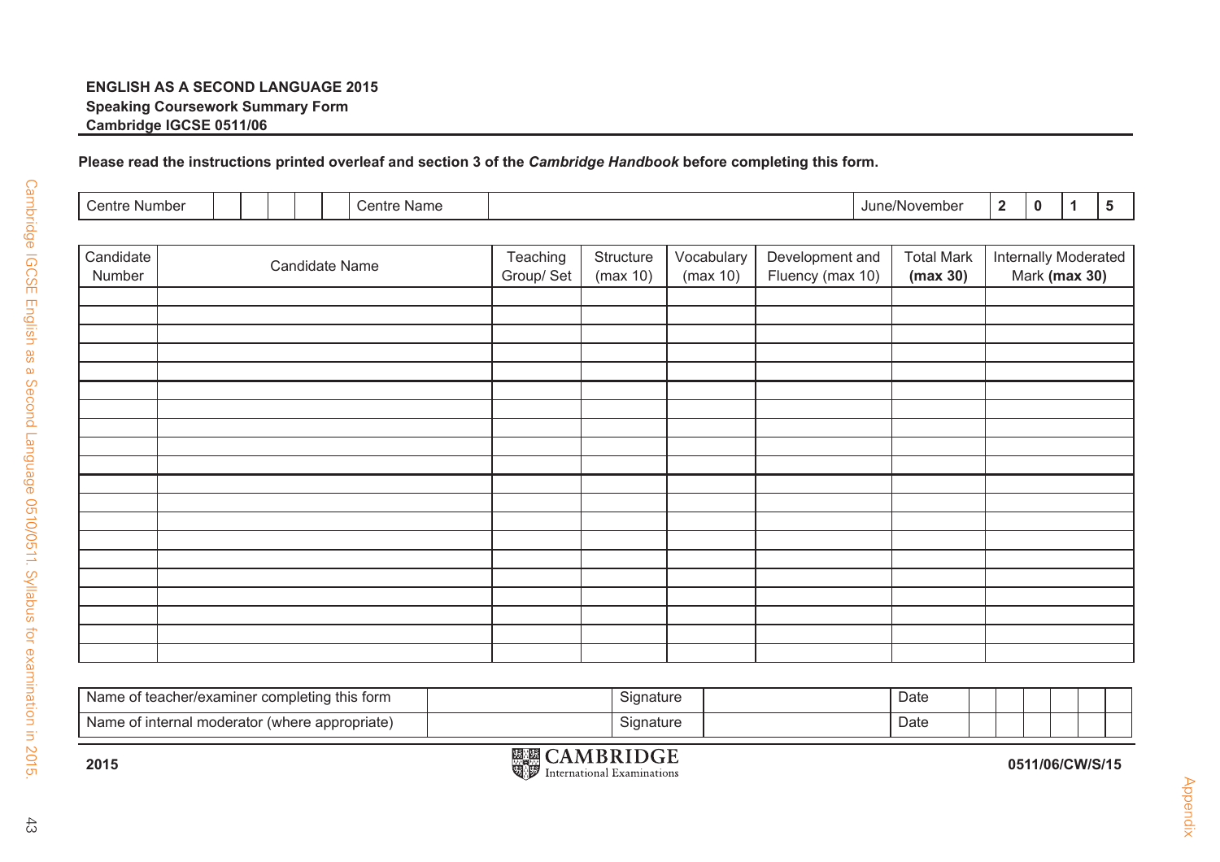**ENGLISH AS A SECOND LANGUAGE 2015**
**Speaking Coursework Summary Form**
**Cambridge IGCSE 0511/06**

**Please read the instructions printed overleaf and section 3 of the *Cambridge Handbook* before completing this form.**

| Centre Number | | | | | | Centre Name | | June/November | 2 | 0 | 1 | 5 |
|---|---|---|---|---|---|---|---|---|---|---|---|---|

| Candidate Number | Candidate Name | Teaching Group/ Set | Structure (max 10) | Vocabulary (max 10) | Development and Fluency (max 10) | Total Mark **(max 30)** | Internally Moderated Mark **(max 30)** |
|---|---|---|---|---|---|---|---|
| | | | | | | | |
| | | | | | | | |
| | | | | | | | |
| | | | | | | | |
| | | | | | | | |
| | | | | | | | |
| | | | | | | | |
| | | | | | | | |
| | | | | | | | |
| | | | | | | | |
| | | | | | | | |
| | | | | | | | |
| | | | | | | | |
| | | | | | | | |
| | | | | | | | |
| | | | | | | | |
| | | | | | | | |
| | | | | | | | |
| | | | | | | | |
| | | | | | | | |

| Name of teacher/examiner completing this form | | Signature | | Date | | | | | | |
|---|---|---|---|---|---|---|---|---|---|---|
| Name of internal moderator (where appropriate) | | Signature | | Date | | | | | | |

**2015**

CAMBRIDGE International Examinations

**0511/06/CW/S/15**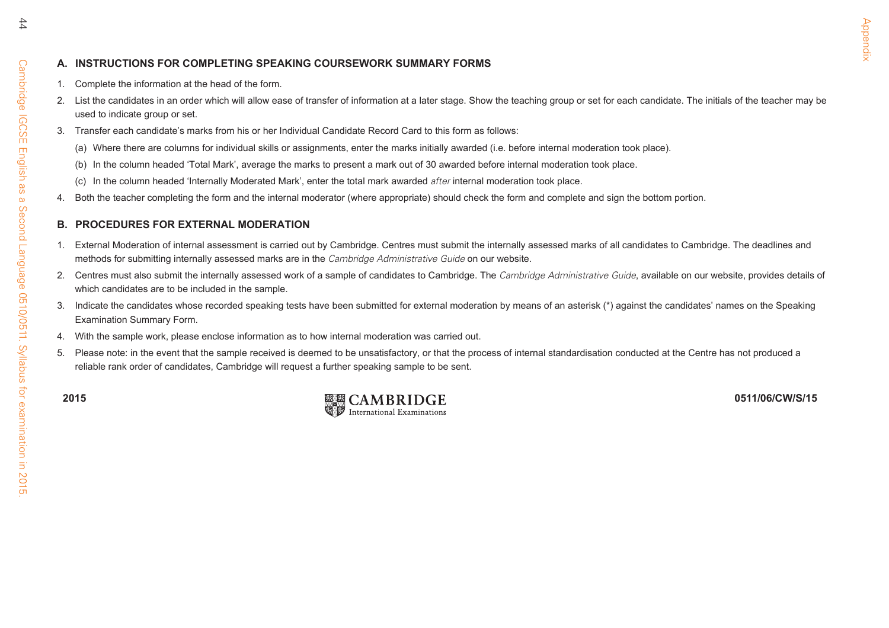## A. INSTRUCTIONS FOR COMPLETING SPEAKING COURSEWORK SUMMARY FORMS

1. Complete the information at the head of the form.
2. List the candidates in an order which will allow ease of transfer of information at a later stage. Show the teaching group or set for each candidate. The initials of the teacher may be used to indicate group or set.
3. Transfer each candidate's marks from his or her Individual Candidate Record Card to this form as follows:
   - (a) Where there are columns for individual skills or assignments, enter the marks initially awarded (i.e. before internal moderation took place).
   - (b) In the column headed 'Total Mark', average the marks to present a mark out of 30 awarded before internal moderation took place.
   - (c) In the column headed 'Internally Moderated Mark', enter the total mark awarded *after* internal moderation took place.
4. Both the teacher completing the form and the internal moderator (where appropriate) should check the form and complete and sign the bottom portion.

## B. PROCEDURES FOR EXTERNAL MODERATION

1. External Moderation of internal assessment is carried out by Cambridge. Centres must submit the internally assessed marks of all candidates to Cambridge. The deadlines and methods for submitting internally assessed marks are in the *Cambridge Administrative Guide* on our website.
2. Centres must also submit the internally assessed work of a sample of candidates to Cambridge. The *Cambridge Administrative Guide*, available on our website, provides details of which candidates are to be included in the sample.
3. Indicate the candidates whose recorded speaking tests have been submitted for external moderation by means of an asterisk (*) against the candidates' names on the Speaking Examination Summary Form.
4. With the sample work, please enclose information as to how internal moderation was carried out.
5. Please note: in the event that the sample received is deemed to be unsatisfactory, or that the process of internal standardisation conducted at the Centre has not produced a reliable rank order of candidates, Cambridge will request a further speaking sample to be sent.

2015 CAMBRIDGE International Examinations 0511/06/CW/S/15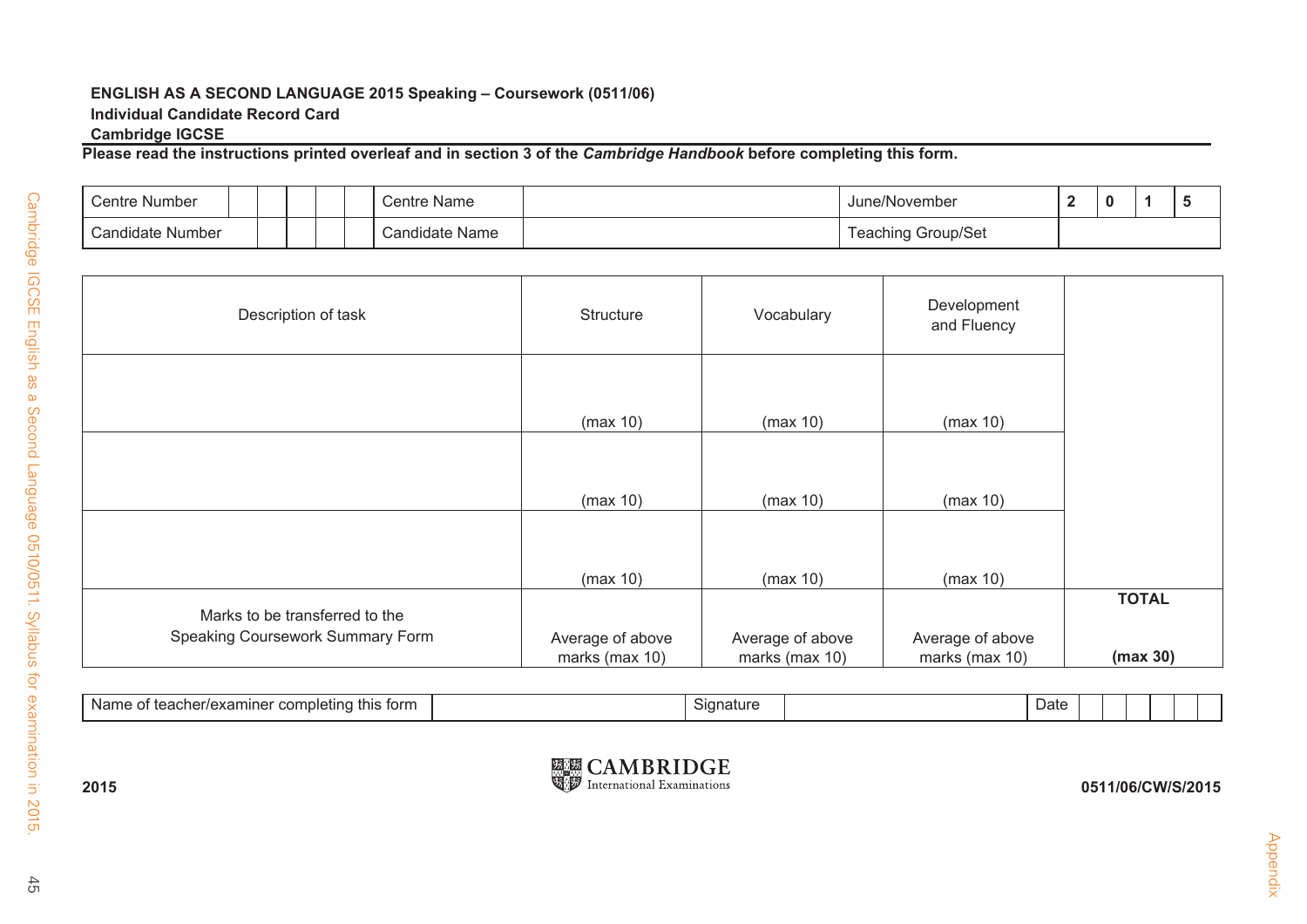**ENGLISH AS A SECOND LANGUAGE 2015 Speaking – Coursework (0511/06)**
**Individual Candidate Record Card**
**Cambridge IGCSE**

**Please read the instructions printed overleaf and in section 3 of the *Cambridge Handbook* before completing this form.**

| Centre Number | | Centre Name | | June/November | **2 0 1 5** |
|---|---|---|---|---|---|
| Candidate Number | | Candidate Name | | Teaching Group/Set | |

| Description of task | Structure | Vocabulary | Development and Fluency | |
|---|---|---|---|---|
| | (max 10) | (max 10) | (max 10) | |
| | (max 10) | (max 10) | (max 10) | |
| | (max 10) | (max 10) | (max 10) | |
| Marks to be transferred to the Speaking Coursework Summary Form | Average of above marks (max 10) | Average of above marks (max 10) | Average of above marks (max 10) | **TOTAL** **(max 30)** |

| Name of teacher/examiner completing this form | | Signature | | Date | |
|---|---|---|---|---|---|

2015

CAMBRIDGE International Examinations

0511/06/CW/S/2015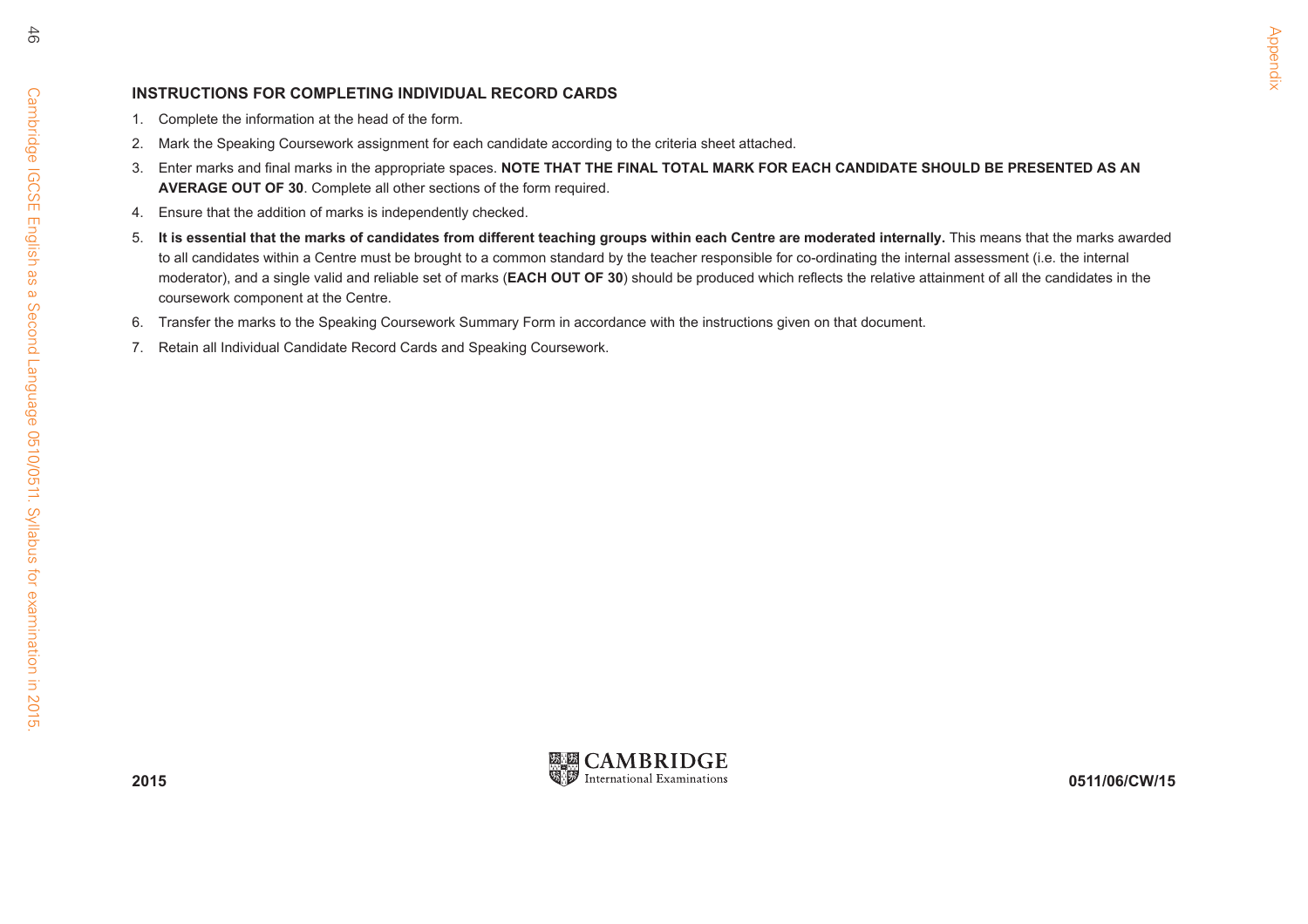### INSTRUCTIONS FOR COMPLETING INDIVIDUAL RECORD CARDS

1. Complete the information at the head of the form.
2. Mark the Speaking Coursework assignment for each candidate according to the criteria sheet attached.
3. Enter marks and final marks in the appropriate spaces. **NOTE THAT THE FINAL TOTAL MARK FOR EACH CANDIDATE SHOULD BE PRESENTED AS AN AVERAGE OUT OF 30**. Complete all other sections of the form required.
4. Ensure that the addition of marks is independently checked.
5. **It is essential that the marks of candidates from different teaching groups within each Centre are moderated internally.** This means that the marks awarded to all candidates within a Centre must be brought to a common standard by the teacher responsible for co-ordinating the internal assessment (i.e. the internal moderator), and a single valid and reliable set of marks (**EACH OUT OF 30**) should be produced which reflects the relative attainment of all the candidates in the coursework component at the Centre.
6. Transfer the marks to the Speaking Coursework Summary Form in accordance with the instructions given on that document.
7. Retain all Individual Candidate Record Cards and Speaking Coursework.

**2015** CAMBRIDGE International Examinations **0511/06/CW/15**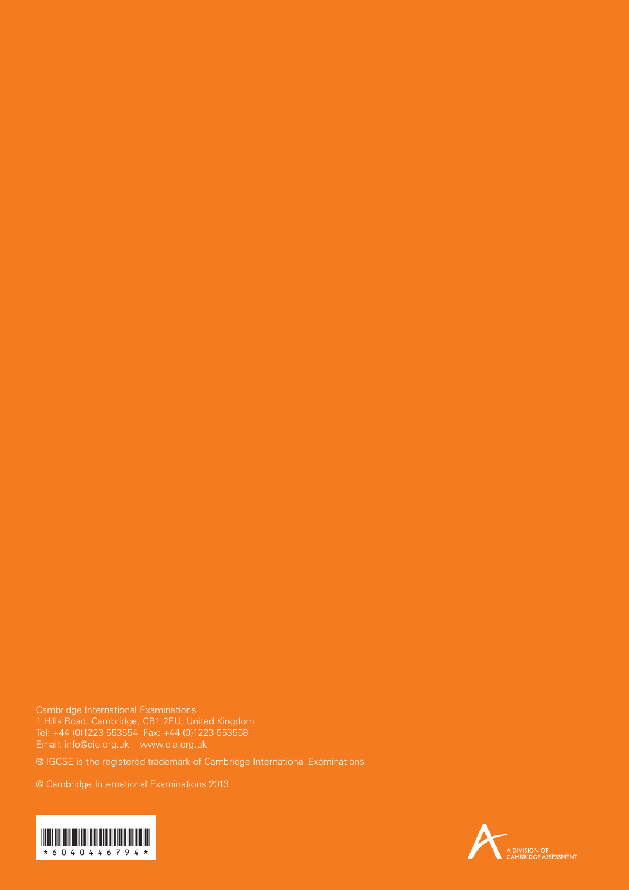Cambridge International Examinations
1 Hills Road, Cambridge, CB1 2EU, United Kingdom
Tel: +44 (0)1223 553554 Fax: +44 (0)1223 553558
Email: info@cie.org.uk www.cie.org.uk

® IGCSE is the registered trademark of Cambridge International Examinations

© Cambridge International Examinations 2013

*6040446794*

A DIVISION OF
CAMBRIDGE ASSESSMENT